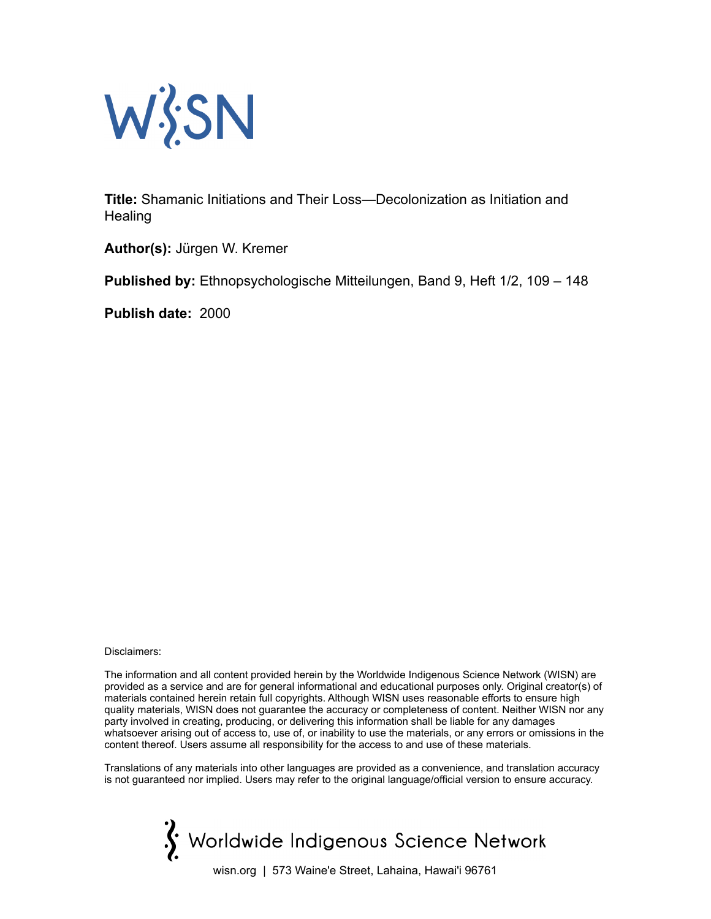W:SN

**Title:** Shamanic Initiations and Their Loss—Decolonization as Initiation and Healing

**Author(s):** Jürgen W. Kremer

**Published by:** Ethnopsychologische Mitteilungen, Band 9, Heft 1/2, 109 – 148

**Publish date:** 2000

Disclaimers:

The information and all content provided herein by the Worldwide Indigenous Science Network (WISN) are provided as a service and are for general informational and educational purposes only. Original creator(s) of materials contained herein retain full copyrights. Although WISN uses reasonable efforts to ensure high quality materials, WISN does not guarantee the accuracy or completeness of content. Neither WISN nor any party involved in creating, producing, or delivering this information shall be liable for any damages whatsoever arising out of access to, use of, or inability to use the materials, or any errors or omissions in the content thereof. Users assume all responsibility for the access to and use of these materials.

Translations of any materials into other languages are provided as a convenience, and translation accuracy is not guaranteed nor implied. Users may refer to the original language/official version to ensure accuracy.

Worldwide Indigenous Science Network

wisn.org | 573 Waine'e Street, Lahaina, Hawai'i 96761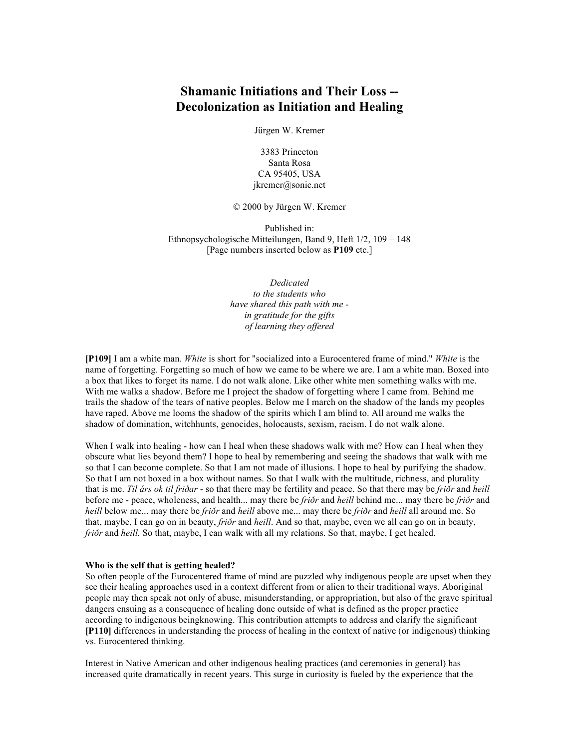# Shamanic Initiations and Their Loss -- Decolonization as Initiation and Healing

Jürgen W. Kremer

3383 Princeton
Santa Rosa
CA 95405, USA
jkremer@sonic.net

© 2000 by Jürgen W. Kremer

Published in:
Ethnopsychologische Mitteilungen, Band 9, Heft 1/2, 109 – 148
[Page numbers inserted below as **P109** etc.]

*Dedicated*
*to the students who*
*have shared this path with me -*
*in gratitude for the gifts*
*of learning they offered*

**[P109]** I am a white man. *White* is short for "socialized into a Eurocentered frame of mind." *White* is the name of forgetting. Forgetting so much of how we came to be where we are. I am a white man. Boxed into a box that likes to forget its name. I do not walk alone. Like other white men something walks with me. With me walks a shadow. Before me I project the shadow of forgetting where I came from. Behind me trails the shadow of the tears of native peoples. Below me I march on the shadow of the lands my peoples have raped. Above me looms the shadow of the spirits which I am blind to. All around me walks the shadow of domination, witchhunts, genocides, holocausts, sexism, racism. I do not walk alone.

When I walk into healing - how can I heal when these shadows walk with me? How can I heal when they obscure what lies beyond them? I hope to heal by remembering and seeing the shadows that walk with me so that I can become complete. So that I am not made of illusions. I hope to heal by purifying the shadow. So that I am not boxed in a box without names. So that I walk with the multitude, richness, and plurality that is me. *Til árs ok til friðar* - so that there may be fertility and peace. So that there may be *friðr* and *heill* before me - peace, wholeness, and health... may there be *friðr* and *heill* behind me... may there be *friðr* and *heill* below me... may there be *friðr* and *heill* above me... may there be *friðr* and *heill* all around me. So that, maybe, I can go on in beauty, *friðr* and *heill*. And so that, maybe, even we all can go on in beauty, *friðr* and *heill.* So that, maybe, I can walk with all my relations. So that, maybe, I get healed.

**Who is the self that is getting healed?**

So often people of the Eurocentered frame of mind are puzzled why indigenous people are upset when they see their healing approaches used in a context different from or alien to their traditional ways. Aboriginal people may then speak not only of abuse, misunderstanding, or appropriation, but also of the grave spiritual dangers ensuing as a consequence of healing done outside of what is defined as the proper practice according to indigenous beingknowing. This contribution attempts to address and clarify the significant **[P110]** differences in understanding the process of healing in the context of native (or indigenous) thinking vs. Eurocentered thinking.

Interest in Native American and other indigenous healing practices (and ceremonies in general) has increased quite dramatically in recent years. This surge in curiosity is fueled by the experience that the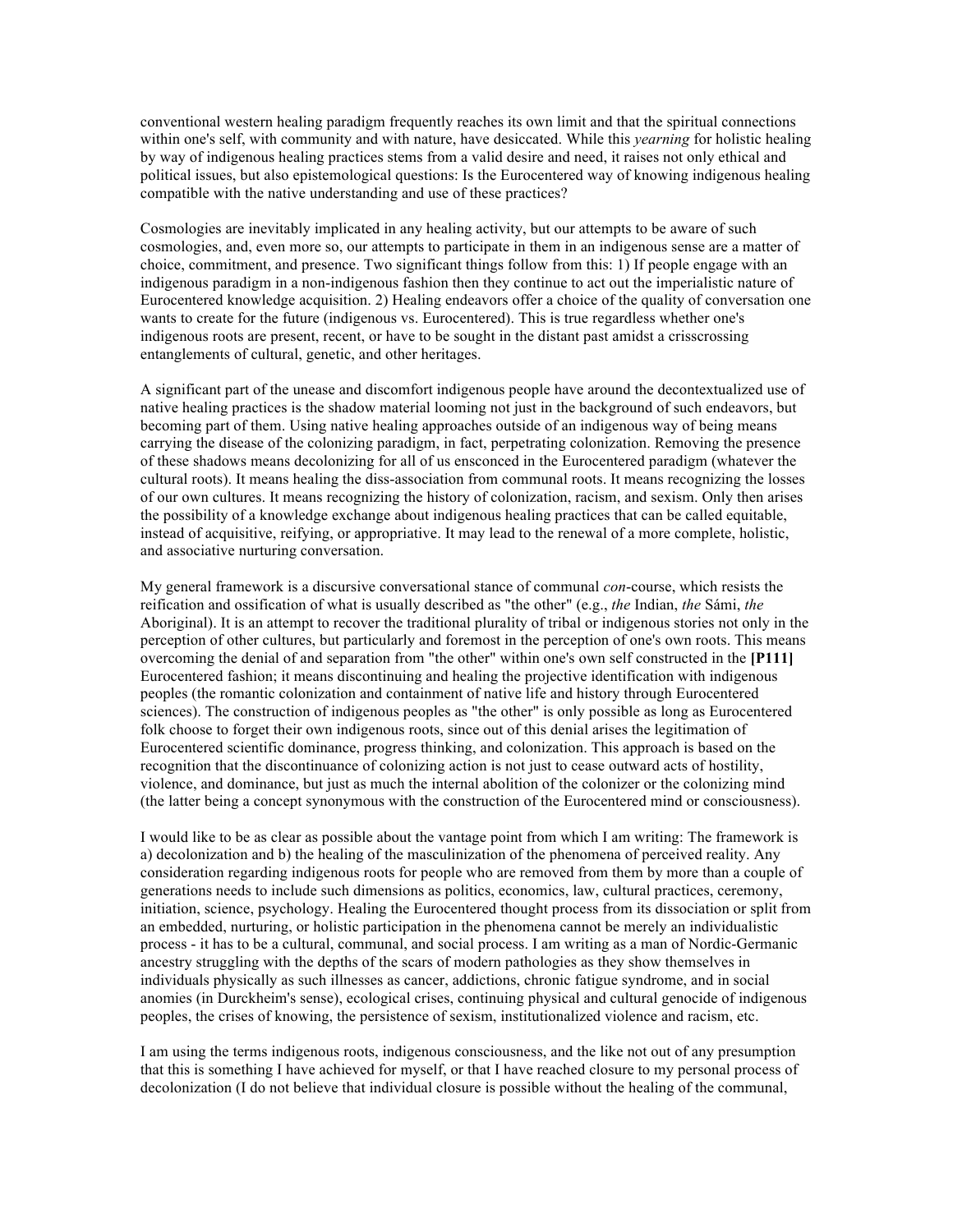conventional western healing paradigm frequently reaches its own limit and that the spiritual connections within one's self, with community and with nature, have desiccated. While this *yearning* for holistic healing by way of indigenous healing practices stems from a valid desire and need, it raises not only ethical and political issues, but also epistemological questions: Is the Eurocentered way of knowing indigenous healing compatible with the native understanding and use of these practices?

Cosmologies are inevitably implicated in any healing activity, but our attempts to be aware of such cosmologies, and, even more so, our attempts to participate in them in an indigenous sense are a matter of choice, commitment, and presence. Two significant things follow from this: 1) If people engage with an indigenous paradigm in a non-indigenous fashion then they continue to act out the imperialistic nature of Eurocentered knowledge acquisition. 2) Healing endeavors offer a choice of the quality of conversation one wants to create for the future (indigenous vs. Eurocentered). This is true regardless whether one's indigenous roots are present, recent, or have to be sought in the distant past amidst a crisscrossing entanglements of cultural, genetic, and other heritages.

A significant part of the unease and discomfort indigenous people have around the decontextualized use of native healing practices is the shadow material looming not just in the background of such endeavors, but becoming part of them. Using native healing approaches outside of an indigenous way of being means carrying the disease of the colonizing paradigm, in fact, perpetrating colonization. Removing the presence of these shadows means decolonizing for all of us ensconced in the Eurocentered paradigm (whatever the cultural roots). It means healing the diss-association from communal roots. It means recognizing the losses of our own cultures. It means recognizing the history of colonization, racism, and sexism. Only then arises the possibility of a knowledge exchange about indigenous healing practices that can be called equitable, instead of acquisitive, reifying, or appropriative. It may lead to the renewal of a more complete, holistic, and associative nurturing conversation.

My general framework is a discursive conversational stance of communal *con*-course, which resists the reification and ossification of what is usually described as "the other" (e.g., *the* Indian, *the* Sámi, *the* Aboriginal). It is an attempt to recover the traditional plurality of tribal or indigenous stories not only in the perception of other cultures, but particularly and foremost in the perception of one's own roots. This means overcoming the denial of and separation from "the other" within one's own self constructed in the **[P111]** Eurocentered fashion; it means discontinuing and healing the projective identification with indigenous peoples (the romantic colonization and containment of native life and history through Eurocentered sciences). The construction of indigenous peoples as "the other" is only possible as long as Eurocentered folk choose to forget their own indigenous roots, since out of this denial arises the legitimation of Eurocentered scientific dominance, progress thinking, and colonization. This approach is based on the recognition that the discontinuance of colonizing action is not just to cease outward acts of hostility, violence, and dominance, but just as much the internal abolition of the colonizer or the colonizing mind (the latter being a concept synonymous with the construction of the Eurocentered mind or consciousness).

I would like to be as clear as possible about the vantage point from which I am writing: The framework is a) decolonization and b) the healing of the masculinization of the phenomena of perceived reality. Any consideration regarding indigenous roots for people who are removed from them by more than a couple of generations needs to include such dimensions as politics, economics, law, cultural practices, ceremony, initiation, science, psychology. Healing the Eurocentered thought process from its dissociation or split from an embedded, nurturing, or holistic participation in the phenomena cannot be merely an individualistic process - it has to be a cultural, communal, and social process. I am writing as a man of Nordic-Germanic ancestry struggling with the depths of the scars of modern pathologies as they show themselves in individuals physically as such illnesses as cancer, addictions, chronic fatigue syndrome, and in social anomies (in Durckheim's sense), ecological crises, continuing physical and cultural genocide of indigenous peoples, the crises of knowing, the persistence of sexism, institutionalized violence and racism, etc.

I am using the terms indigenous roots, indigenous consciousness, and the like not out of any presumption that this is something I have achieved for myself, or that I have reached closure to my personal process of decolonization (I do not believe that individual closure is possible without the healing of the communal,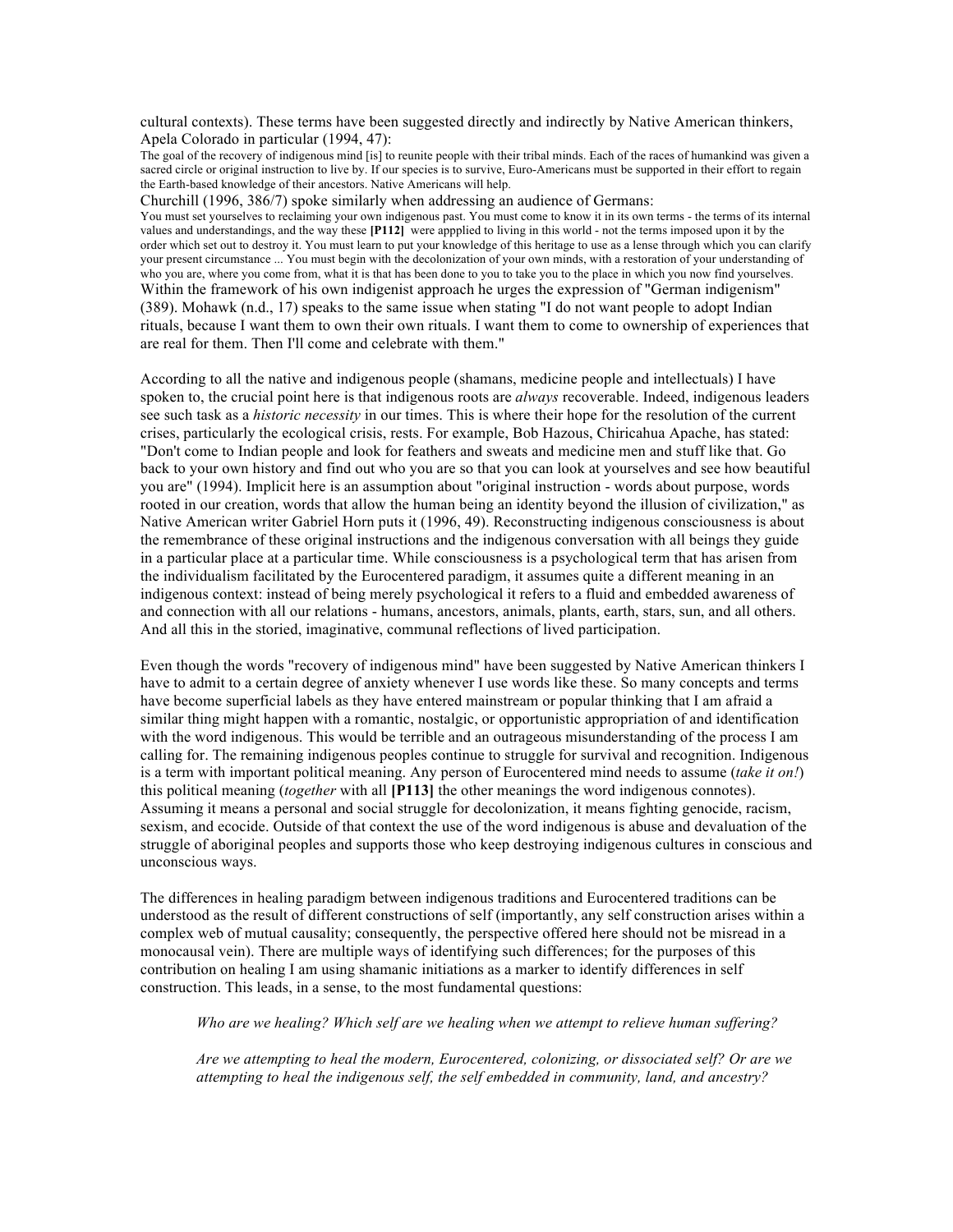cultural contexts). These terms have been suggested directly and indirectly by Native American thinkers, Apela Colorado in particular (1994, 47):

> The goal of the recovery of indigenous mind [is] to reunite people with their tribal minds. Each of the races of humankind was given a sacred circle or original instruction to live by. If our species is to survive, Euro-Americans must be supported in their effort to regain the Earth-based knowledge of their ancestors. Native Americans will help.

Churchill (1996, 386/7) spoke similarly when addressing an audience of Germans:

> You must set yourselves to reclaiming your own indigenous past. You must come to know it in its own terms - the terms of its internal values and understandings, and the way these **[P112]** were appplied to living in this world - not the terms imposed upon it by the order which set out to destroy it. You must learn to put your knowledge of this heritage to use as a lense through which you can clarify your present circumstance ... You must begin with the decolonization of your own minds, with a restoration of your understanding of who you are, where you come from, what it is that has been done to you to take you to the place in which you now find yourselves.

Within the framework of his own indigenist approach he urges the expression of "German indigenism" (389). Mohawk (n.d., 17) speaks to the same issue when stating "I do not want people to adopt Indian rituals, because I want them to own their own rituals. I want them to come to ownership of experiences that are real for them. Then I'll come and celebrate with them."

According to all the native and indigenous people (shamans, medicine people and intellectuals) I have spoken to, the crucial point here is that indigenous roots are *always* recoverable. Indeed, indigenous leaders see such task as a *historic necessity* in our times. This is where their hope for the resolution of the current crises, particularly the ecological crisis, rests. For example, Bob Hazous, Chiricahua Apache, has stated: "Don't come to Indian people and look for feathers and sweats and medicine men and stuff like that. Go back to your own history and find out who you are so that you can look at yourselves and see how beautiful you are" (1994). Implicit here is an assumption about "original instruction - words about purpose, words rooted in our creation, words that allow the human being an identity beyond the illusion of civilization," as Native American writer Gabriel Horn puts it (1996, 49). Reconstructing indigenous consciousness is about the remembrance of these original instructions and the indigenous conversation with all beings they guide in a particular place at a particular time. While consciousness is a psychological term that has arisen from the individualism facilitated by the Eurocentered paradigm, it assumes quite a different meaning in an indigenous context: instead of being merely psychological it refers to a fluid and embedded awareness of and connection with all our relations - humans, ancestors, animals, plants, earth, stars, sun, and all others. And all this in the storied, imaginative, communal reflections of lived participation.

Even though the words "recovery of indigenous mind" have been suggested by Native American thinkers I have to admit to a certain degree of anxiety whenever I use words like these. So many concepts and terms have become superficial labels as they have entered mainstream or popular thinking that I am afraid a similar thing might happen with a romantic, nostalgic, or opportunistic appropriation of and identification with the word indigenous. This would be terrible and an outrageous misunderstanding of the process I am calling for. The remaining indigenous peoples continue to struggle for survival and recognition. Indigenous is a term with important political meaning. Any person of Eurocentered mind needs to assume (*take it on!*) this political meaning (*together* with all **[P113]** the other meanings the word indigenous connotes). Assuming it means a personal and social struggle for decolonization, it means fighting genocide, racism, sexism, and ecocide. Outside of that context the use of the word indigenous is abuse and devaluation of the struggle of aboriginal peoples and supports those who keep destroying indigenous cultures in conscious and unconscious ways.

The differences in healing paradigm between indigenous traditions and Eurocentered traditions can be understood as the result of different constructions of self (importantly, any self construction arises within a complex web of mutual causality; consequently, the perspective offered here should not be misread in a monocausal vein). There are multiple ways of identifying such differences; for the purposes of this contribution on healing I am using shamanic initiations as a marker to identify differences in self construction. This leads, in a sense, to the most fundamental questions:

> *Who are we healing? Which self are we healing when we attempt to relieve human suffering?*
>
> *Are we attempting to heal the modern, Eurocentered, colonizing, or dissociated self? Or are we attempting to heal the indigenous self, the self embedded in community, land, and ancestry?*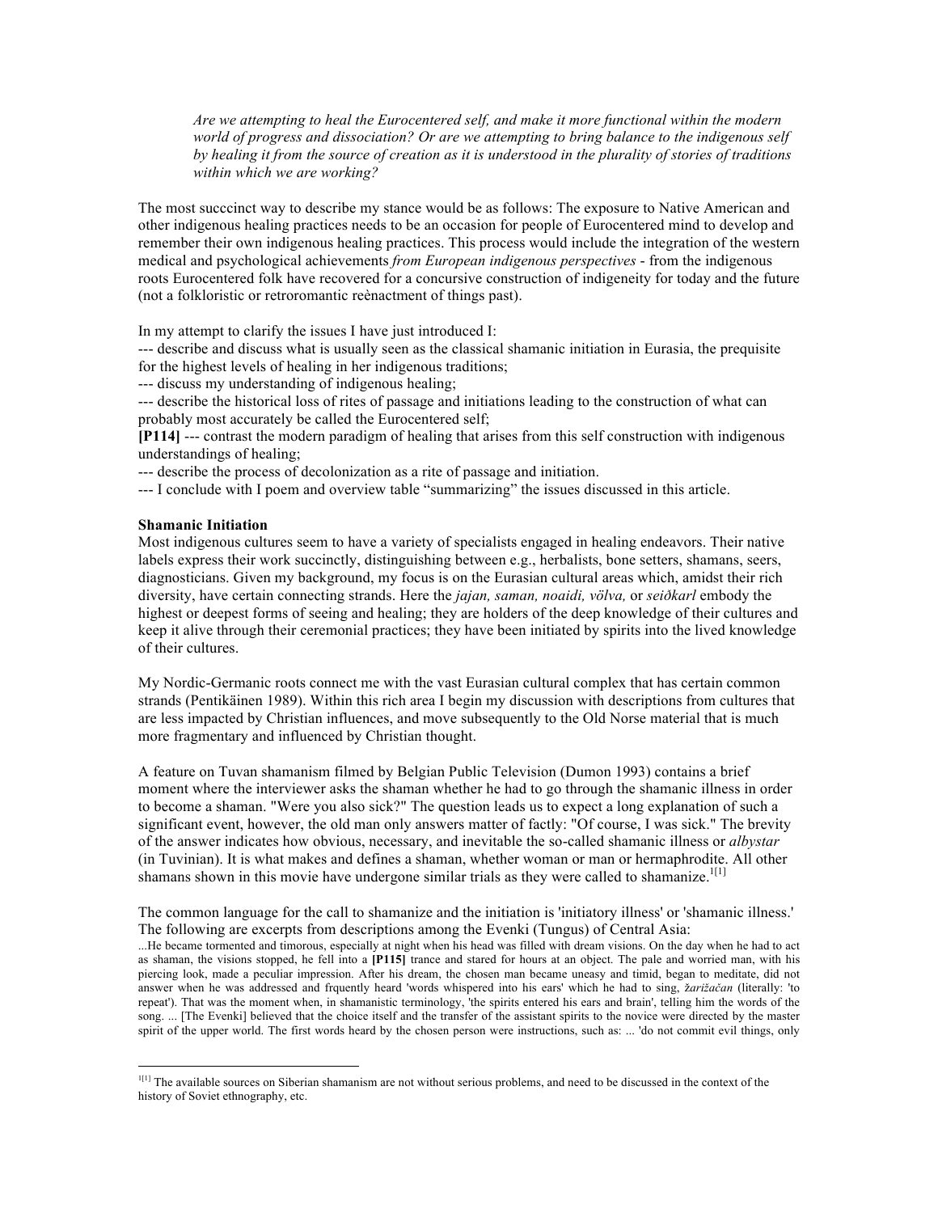*Are we attempting to heal the Eurocentered self, and make it more functional within the modern world of progress and dissociation? Or are we attempting to bring balance to the indigenous self by healing it from the source of creation as it is understood in the plurality of stories of traditions within which we are working?*

The most succcinct way to describe my stance would be as follows: The exposure to Native American and other indigenous healing practices needs to be an occasion for people of Eurocentered mind to develop and remember their own indigenous healing practices. This process would include the integration of the western medical and psychological achievements *from European indigenous perspectives* - from the indigenous roots Eurocentered folk have recovered for a concursive construction of indigeneity for today and the future (not a folkloristic or retroromantic reènactment of things past).

In my attempt to clarify the issues I have just introduced I:

--- describe and discuss what is usually seen as the classical shamanic initiation in Eurasia, the prequisite for the highest levels of healing in her indigenous traditions;

--- discuss my understanding of indigenous healing;

--- describe the historical loss of rites of passage and initiations leading to the construction of what can probably most accurately be called the Eurocentered self;

**[P114]** --- contrast the modern paradigm of healing that arises from this self construction with indigenous understandings of healing;

--- describe the process of decolonization as a rite of passage and initiation.

--- I conclude with I poem and overview table "summarizing" the issues discussed in this article.

**Shamanic Initiation**

Most indigenous cultures seem to have a variety of specialists engaged in healing endeavors. Their native labels express their work succinctly, distinguishing between e.g., herbalists, bone setters, shamans, seers, diagnosticians. Given my background, my focus is on the Eurasian cultural areas which, amidst their rich diversity, have certain connecting strands. Here the *jajan, saman, noaidi, völva,* or *seiðkarl* embody the highest or deepest forms of seeing and healing; they are holders of the deep knowledge of their cultures and keep it alive through their ceremonial practices; they have been initiated by spirits into the lived knowledge of their cultures.

My Nordic-Germanic roots connect me with the vast Eurasian cultural complex that has certain common strands (Pentikäinen 1989). Within this rich area I begin my discussion with descriptions from cultures that are less impacted by Christian influences, and move subsequently to the Old Norse material that is much more fragmentary and influenced by Christian thought.

A feature on Tuvan shamanism filmed by Belgian Public Television (Dumon 1993) contains a brief moment where the interviewer asks the shaman whether he had to go through the shamanic illness in order to become a shaman. "Were you also sick?" The question leads us to expect a long explanation of such a significant event, however, the old man only answers matter of factly: "Of course, I was sick." The brevity of the answer indicates how obvious, necessary, and inevitable the so-called shamanic illness or *albystar* (in Tuvinian). It is what makes and defines a shaman, whether woman or man or hermaphrodite. All other shamans shown in this movie have undergone similar trials as they were called to shamanize.[1[1]]

The common language for the call to shamanize and the initiation is 'initiatory illness' or 'shamanic illness.' The following are excerpts from descriptions among the Evenki (Tungus) of Central Asia:

...He became tormented and timorous, especially at night when his head was filled with dream visions. On the day when he had to act as shaman, the visions stopped, he fell into a **[P115]** trance and stared for hours at an object. The pale and worried man, with his piercing look, made a peculiar impression. After his dream, the chosen man became uneasy and timid, began to meditate, did not answer when he was addressed and frquently heard 'words whispered into his ears' which he had to sing, *žarižačan* (literally: 'to repeat'). That was the moment when, in shamanistic terminology, 'the spirits entered his ears and brain', telling him the words of the song. ... [The Evenki] believed that the choice itself and the transfer of the assistant spirits to the novice were directed by the master spirit of the upper world. The first words heard by the chosen person were instructions, such as: ... 'do not commit evil things, only

[1[1]] The available sources on Siberian shamanism are not without serious problems, and need to be discussed in the context of the history of Soviet ethnography, etc.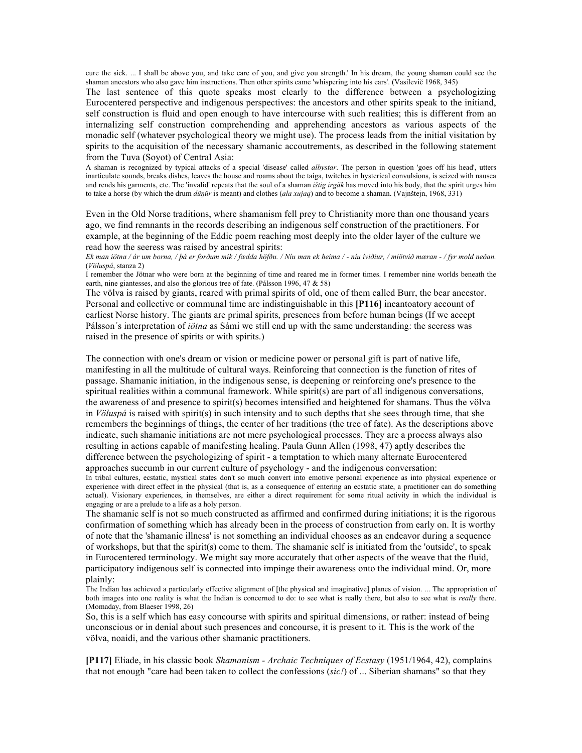cure the sick. ... I shall be above you, and take care of you, and give you strength.' In his dream, the young shaman could see the shaman ancestors who also gave him instructions. Then other spirits came 'whispering into his ears'. (Vasilevič 1968, 345)

The last sentence of this quote speaks most clearly to the difference between a psychologizing Eurocentered perspective and indigenous perspectives: the ancestors and other spirits speak to the initiand, self construction is fluid and open enough to have intercourse with such realities; this is different from an internalizing self construction comprehending and apprehending ancestors as various aspects of the monadic self (whatever psychological theory we might use). The process leads from the initial visitation by spirits to the acquisition of the necessary shamanic accoutrements, as described in the following statement from the Tuva (Soyot) of Central Asia:

A shaman is recognized by typical attacks of a special 'disease' called *albystar*. The person in question 'goes off his head', utters inarticulate sounds, breaks dishes, leaves the house and roams about the taiga, twitches in hysterical convulsions, is seized with nausea and rends his garments, etc. The 'invalid' repeats that the soul of a shaman *ištig irgäk* has moved into his body, that the spirit urges him to take a horse (by which the drum *düŋür* is meant) and clothes (*ala xujaq*) and to become a shaman. (Vajnštejn, 1968, 331)

Even in the Old Norse traditions, where shamanism fell prey to Christianity more than one thousand years ago, we find remnants in the records describing an indigenous self construction of the practitioners. For example, at the beginning of the Eddic poem reaching most deeply into the older layer of the culture we read how the seeress was raised by ancestral spirits:

*Ek man iötna / ár um borna, / þá er forðum mik / fædda höfðu. / Níu man ek heima / - níu íviðiur, / miötvið mæran - / fyr mold neðan.* (*Völuspá*, stanza 2)

I remember the Jötnar who were born at the beginning of time and reared me in former times. I remember nine worlds beneath the earth, nine giantesses, and also the glorious tree of fate. (Pálsson 1996, 47 & 58)

The völva is raised by giants, reared with primal spirits of old, one of them called Burr, the bear ancestor. Personal and collective or communal time are indistinguishable in this **[P116]** incantoatory account of earliest Norse history. The giants are primal spirits, presences from before human beings (If we accept Pálsson´s interpretation of *iötna* as Sámi we still end up with the same understanding: the seeress was raised in the presence of spirits or with spirits.)

The connection with one's dream or vision or medicine power or personal gift is part of native life, manifesting in all the multitude of cultural ways. Reinforcing that connection is the function of rites of passage. Shamanic initiation, in the indigenous sense, is deepening or reinforcing one's presence to the spiritual realities within a communal framework. While spirit(s) are part of all indigenous conversations, the awareness of and presence to spirit(s) becomes intensified and heightened for shamans. Thus the völva in *Völuspá* is raised with spirit(s) in such intensity and to such depths that she sees through time, that she remembers the beginnings of things, the center of her traditions (the tree of fate). As the descriptions above indicate, such shamanic initiations are not mere psychological processes. They are a process always also resulting in actions capable of manifesting healing. Paula Gunn Allen (1998, 47) aptly describes the difference between the psychologizing of spirit - a temptation to which many alternate Eurocentered approaches succumb in our current culture of psychology - and the indigenous conversation:

In tribal cultures, ecstatic, mystical states don't so much convert into emotive personal experience as into physical experience or experience with direct effect in the physical (that is, as a consequence of entering an ecstatic state, a practitioner can do something actual). Visionary experiences, in themselves, are either a direct requirement for some ritual activity in which the individual is engaging or are a prelude to a life as a holy person.

The shamanic self is not so much constructed as affirmed and confirmed during initiations; it is the rigorous confirmation of something which has already been in the process of construction from early on. It is worthy of note that the 'shamanic illness' is not something an individual chooses as an endeavor during a sequence of workshops, but that the spirit(s) come to them. The shamanic self is initiated from the 'outside', to speak in Eurocentered terminology. We might say more accurately that other aspects of the weave that the fluid, participatory indigenous self is connected into impinge their awareness onto the individual mind. Or, more plainly:

The Indian has achieved a particularly effective alignment of [the physical and imaginative] planes of vision. ... The appropriation of both images into one reality is what the Indian is concerned to do: to see what is really there, but also to see what is *really* there. (Momaday, from Blaeser 1998, 26)

So, this is a self which has easy concourse with spirits and spiritual dimensions, or rather: instead of being unconscious or in denial about such presences and concourse, it is present to it. This is the work of the völva, noaidi, and the various other shamanic practitioners.

**[P117]** Eliade, in his classic book *Shamanism - Archaic Techniques of Ecstasy* (1951/1964, 42), complains that not enough "care had been taken to collect the confessions (*sic!*) of ... Siberian shamans" so that they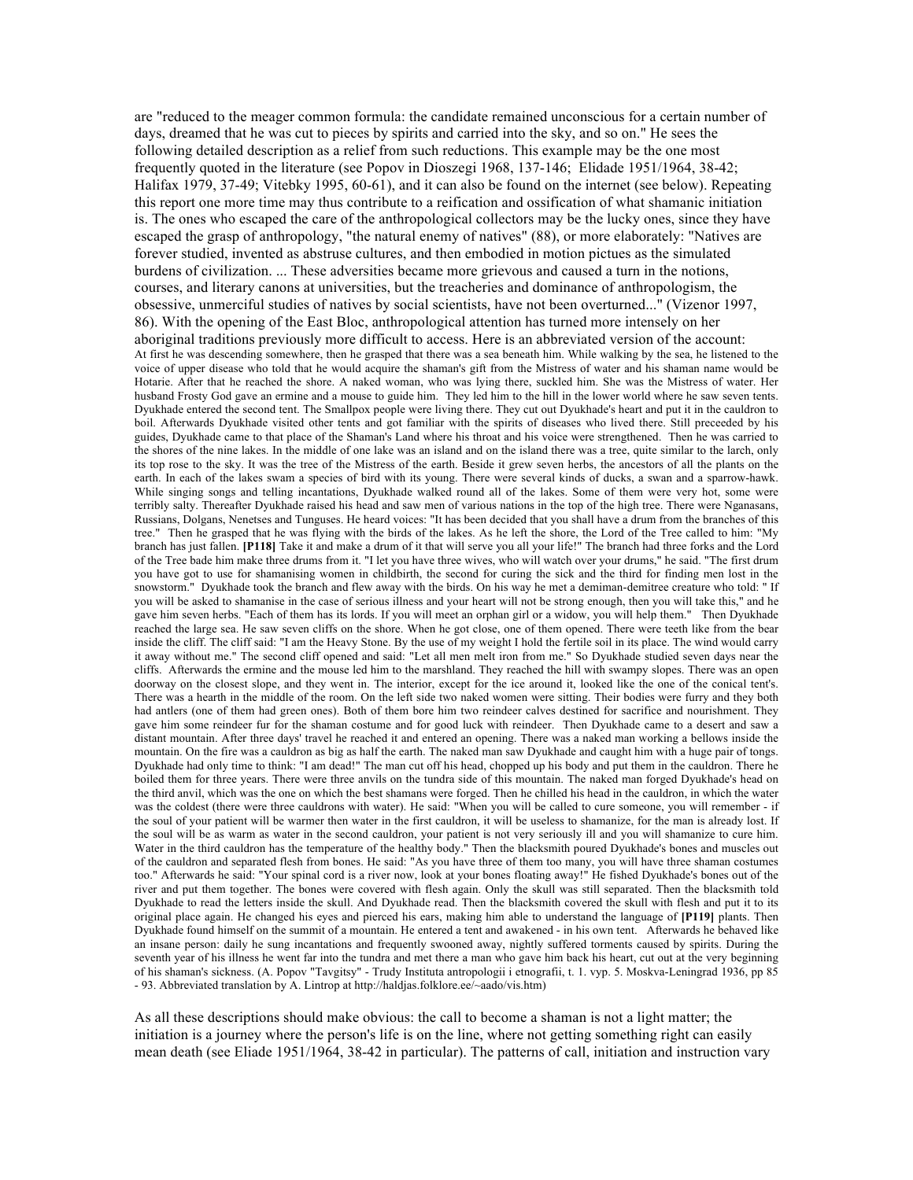are "reduced to the meager common formula: the candidate remained unconscious for a certain number of days, dreamed that he was cut to pieces by spirits and carried into the sky, and so on." He sees the following detailed description as a relief from such reductions. This example may be the one most frequently quoted in the literature (see Popov in Dioszegi 1968, 137-146; Elidade 1951/1964, 38-42; Halifax 1979, 37-49; Vitebky 1995, 60-61), and it can also be found on the internet (see below). Repeating this report one more time may thus contribute to a reification and ossification of what shamanic initiation is. The ones who escaped the care of the anthropological collectors may be the lucky ones, since they have escaped the grasp of anthropology, "the natural enemy of natives" (88), or more elaborately: "Natives are forever studied, invented as abstruse cultures, and then embodied in motion pictues as the simulated burdens of civilization. ... These adversities became more grievous and caused a turn in the notions, courses, and literary canons at universities, but the treacheries and dominance of anthropologism, the obsessive, unmerciful studies of natives by social scientists, have not been overturned..." (Vizenor 1997, 86). With the opening of the East Bloc, anthropological attention has turned more intensely on her aboriginal traditions previously more difficult to access. Here is an abbreviated version of the account:

At first he was descending somewhere, then he grasped that there was a sea beneath him. While walking by the sea, he listened to the voice of upper disease who told that he would acquire the shaman's gift from the Mistress of water and his shaman name would be Hotarie. After that he reached the shore. A naked woman, who was lying there, suckled him. She was the Mistress of water. Her husband Frosty God gave an ermine and a mouse to guide him. They led him to the hill in the lower world where he saw seven tents. Dyukhade entered the second tent. The Smallpox people were living there. They cut out Dyukhade's heart and put it in the cauldron to boil. Afterwards Dyukhade visited other tents and got familiar with the spirits of diseases who lived there. Still preceeded by his guides, Dyukhade came to that place of the Shaman's Land where his throat and his voice were strengthened. Then he was carried to the shores of the nine lakes. In the middle of one lake was an island and on the island there was a tree, quite similar to the larch, only its top rose to the sky. It was the tree of the Mistress of the earth. Beside it grew seven herbs, the ancestors of all the plants on the earth. In each of the lakes swam a species of bird with its young. There were several kinds of ducks, a swan and a sparrow-hawk. While singing songs and telling incantations, Dyukhade walked round all of the lakes. Some of them were very hot, some were terribly salty. Thereafter Dyukhade raised his head and saw men of various nations in the top of the high tree. There were Nganasans, Russians, Dolgans, Nenetses and Tunguses. He heard voices: "It has been decided that you shall have a drum from the branches of this tree." Then he grasped that he was flying with the birds of the lakes. As he left the shore, the Lord of the Tree called to him: "My branch has just fallen. **[P118]** Take it and make a drum of it that will serve you all your life!" The branch had three forks and the Lord of the Tree bade him make three drums from it. "I let you have three wives, who will watch over your drums," he said. "The first drum you have got to use for shamanising women in childbirth, the second for curing the sick and the third for finding men lost in the snowstorm." Dyukhade took the branch and flew away with the birds. On his way he met a demiman-demitree creature who told: " If you will be asked to shamanise in the case of serious illness and your heart will not be strong enough, then you will take this," and he gave him seven herbs. "Each of them has its lords. If you will meet an orphan girl or a widow, you will help them." Then Dyukhade reached the large sea. He saw seven cliffs on the shore. When he got close, one of them opened. There were teeth like from the bear inside the cliff. The cliff said: "I am the Heavy Stone. By the use of my weight I hold the fertile soil in its place. The wind would carry it away without me." The second cliff opened and said: "Let all men melt iron from me." So Dyukhade studied seven days near the cliffs. Afterwards the ermine and the mouse led him to the marshland. They reached the hill with swampy slopes. There was an open doorway on the closest slope, and they went in. The interior, except for the ice around it, looked like the one of the conical tent's. There was a hearth in the middle of the room. On the left side two naked women were sitting. Their bodies were furry and they both had antlers (one of them had green ones). Both of them bore him two reindeer calves destined for sacrifice and nourishment. They gave him some reindeer fur for the shaman costume and for good luck with reindeer. Then Dyukhade came to a desert and saw a distant mountain. After three days' travel he reached it and entered an opening. There was a naked man working a bellows inside the mountain. On the fire was a cauldron as big as half the earth. The naked man saw Dyukhade and caught him with a huge pair of tongs. Dyukhade had only time to think: "I am dead!" The man cut off his head, chopped up his body and put them in the cauldron. There he boiled them for three years. There were three anvils on the tundra side of this mountain. The naked man forged Dyukhade's head on the third anvil, which was the one on which the best shamans were forged. Then he chilled his head in the cauldron, in which the water was the coldest (there were three cauldrons with water). He said: "When you will be called to cure someone, you will remember - if the soul of your patient will be warmer then water in the first cauldron, it will be useless to shamanize, for the man is already lost. If the soul will be as warm as water in the second cauldron, your patient is not very seriously ill and you will shamanize to cure him. Water in the third cauldron has the temperature of the healthy body." Then the blacksmith poured Dyukhade's bones and muscles out of the cauldron and separated flesh from bones. He said: "As you have three of them too many, you will have three shaman costumes too." Afterwards he said: "Your spinal cord is a river now, look at your bones floating away!" He fished Dyukhade's bones out of the river and put them together. The bones were covered with flesh again. Only the skull was still separated. Then the blacksmith told Dyukhade to read the letters inside the skull. And Dyukhade read. Then the blacksmith covered the skull with flesh and put it to its original place again. He changed his eyes and pierced his ears, making him able to understand the language of **[P119]** plants. Then Dyukhade found himself on the summit of a mountain. He entered a tent and awakened - in his own tent. Afterwards he behaved like an insane person: daily he sung incantations and frequently swooned away, nightly suffered torments caused by spirits. During the seventh year of his illness he went far into the tundra and met there a man who gave him back his heart, cut out at the very beginning of his shaman's sickness. (A. Popov "Tavgitsy" - Trudy Instituta antropologii i etnografii, t. 1. vyp. 5. Moskva-Leningrad 1936, pp 85 - 93. Abbreviated translation by A. Lintrop at http://haldjas.folklore.ee/~aado/vis.htm)

As all these descriptions should make obvious: the call to become a shaman is not a light matter; the initiation is a journey where the person's life is on the line, where not getting something right can easily mean death (see Eliade 1951/1964, 38-42 in particular). The patterns of call, initiation and instruction vary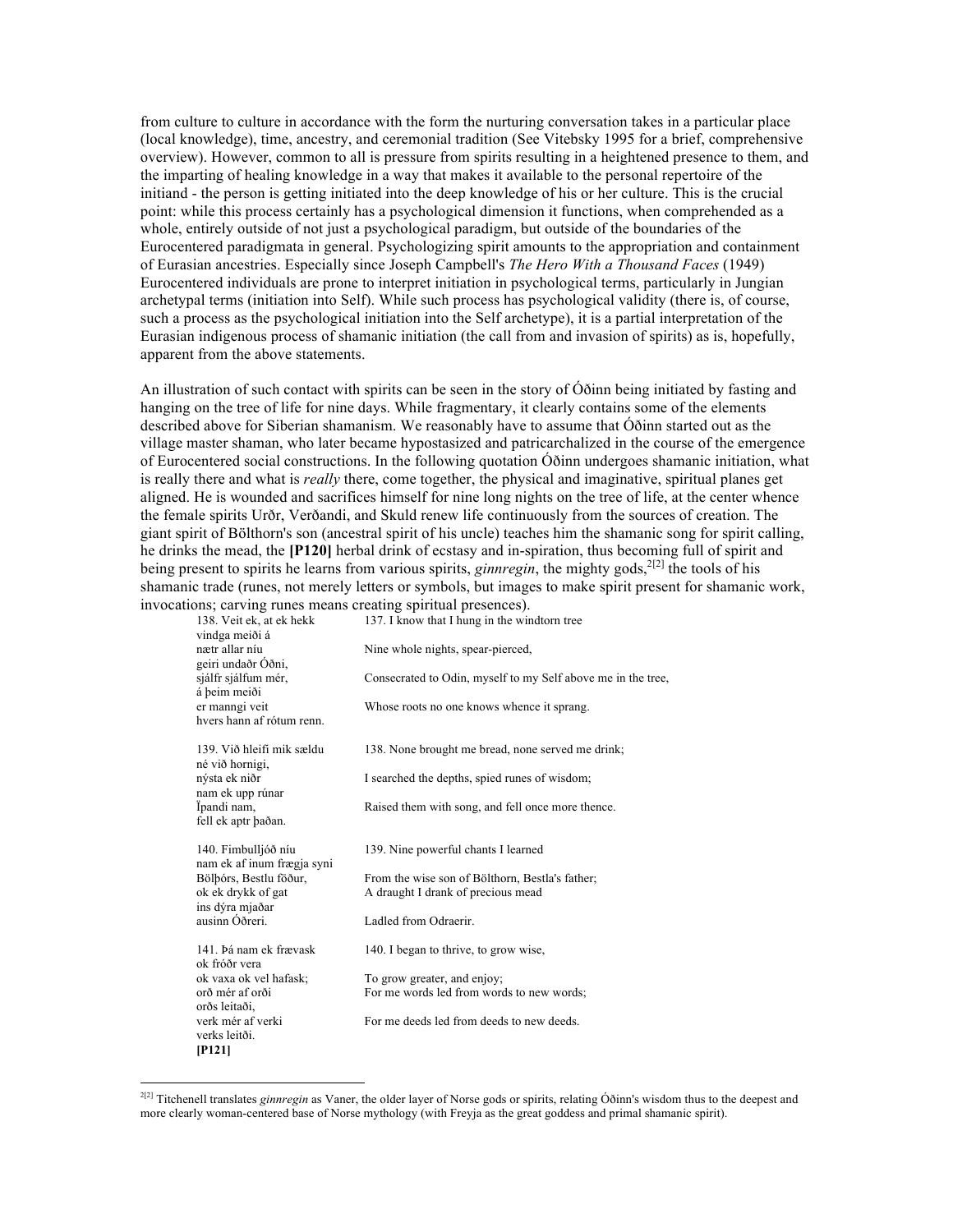from culture to culture in accordance with the form the nurturing conversation takes in a particular place (local knowledge), time, ancestry, and ceremonial tradition (See Vitebsky 1995 for a brief, comprehensive overview). However, common to all is pressure from spirits resulting in a heightened presence to them, and the imparting of healing knowledge in a way that makes it available to the personal repertoire of the initiand - the person is getting initiated into the deep knowledge of his or her culture. This is the crucial point: while this process certainly has a psychological dimension it functions, when comprehended as a whole, entirely outside of not just a psychological paradigm, but outside of the boundaries of the Eurocentered paradigmata in general. Psychologizing spirit amounts to the appropriation and containment of Eurasian ancestries. Especially since Joseph Campbell's *The Hero With a Thousand Faces* (1949) Eurocentered individuals are prone to interpret initiation in psychological terms, particularly in Jungian archetypal terms (initiation into Self). While such process has psychological validity (there is, of course, such a process as the psychological initiation into the Self archetype), it is a partial interpretation of the Eurasian indigenous process of shamanic initiation (the call from and invasion of spirits) as is, hopefully, apparent from the above statements.

An illustration of such contact with spirits can be seen in the story of Óðinn being initiated by fasting and hanging on the tree of life for nine days. While fragmentary, it clearly contains some of the elements described above for Siberian shamanism. We reasonably have to assume that Óðinn started out as the village master shaman, who later became hypostasized and patricarchalized in the course of the emergence of Eurocentered social constructions. In the following quotation Óðinn undergoes shamanic initiation, what is really there and what is *really* there, come together, the physical and imaginative, spiritual planes get aligned. He is wounded and sacrifices himself for nine long nights on the tree of life, at the center whence the female spirits Urðr, Verðandi, and Skuld renew life continuously from the sources of creation. The giant spirit of Bölthorn's son (ancestral spirit of his uncle) teaches him the shamanic song for spirit calling, he drinks the mead, the **[P120]** herbal drink of ecstasy and in-spiration, thus becoming full of spirit and being present to spirits he learns from various spirits, *ginnregin*, the mighty gods,[2[2]] the tools of his shamanic trade (runes, not merely letters or symbols, but images to make spirit present for shamanic work, invocations; carving runes means creating spiritual presences).

| | |
|---|---|
| 138. Veit ek, at ek hekk vindga meiði á | 137. I know that I hung in the windtorn tree |
| nætr allar níu geiri undaðr Óðni, | Nine whole nights, spear-pierced, |
| sjálfr sjálfum mér, á þeim meiði | Consecrated to Odin, myself to my Self above me in the tree, |
| er manngi veit hvers hann af rótum renn. | Whose roots no one knows whence it sprang. |
| | |
| 139. Við hleifi mik sældu né við hornigi, | 138. None brought me bread, none served me drink; |
| nýsta ek niðr nam ek upp rúnar | I searched the depths, spied runes of wisdom; |
| Ïpandi nam, fell ek aptr þaðan. | Raised them with song, and fell once more thence. |
| | |
| 140. Fimbulljóð níu nam ek af inum frægja syni | 139. Nine powerful chants I learned |
| Bölþórs, Bestlu föður, | From the wise son of Bölthorn, Bestla's father; |
| ok ek drykk of gat ins dýra mjaðar | A draught I drank of precious mead |
| ausinn Óðreri. | Ladled from Odraerir. |
| | |
| 141. Þá nam ek frævask ok fróðr vera | 140. I began to thrive, to grow wise, |
| ok vaxa ok vel hafask; | To grow greater, and enjoy; |
| orð mér af orði orðs leitaði, | For me words led from words to new words; |
| verk mér af verki verks leitði. | For me deeds led from deeds to new deeds. |

**[P121]**

[2[2]] Titchenell translates *ginnregin* as Vaner, the older layer of Norse gods or spirits, relating Óðinn's wisdom thus to the deepest and more clearly woman-centered base of Norse mythology (with Freyja as the great goddess and primal shamanic spirit).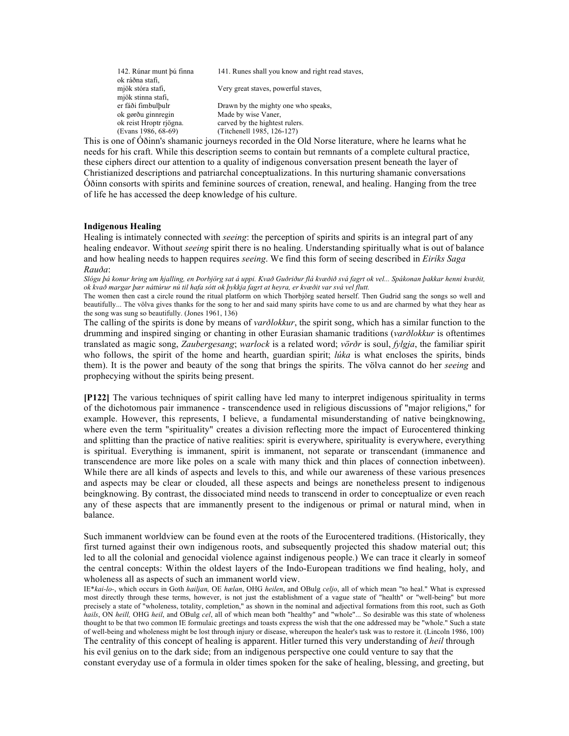| | |
|---|---|
| 142. Rúnar munt þú finna ok ráðna stafi, | 141. Runes shall you know and right read staves, |
| mjök stóra stafi, mjök stinna stafi, | Very great staves, powerful staves, |
| er fáði fimbulþulr | Drawn by the mighty one who speaks, |
| ok gørðu ginnregin | Made by wise Vaner, |
| ok reist Hroptr rjögna. | carved by the hightest rulers. |
| (Evans 1986, 68-69) | (Titchenell 1985, 126-127) |

This is one of Óðinn's shamanic journeys recorded in the Old Norse literature, where he learns what he needs for his craft. While this description seems to contain but remnants of a complete cultural practice, these ciphers direct our attention to a quality of indigenous conversation present beneath the layer of Christianized descriptions and patriarchal conceptualizations. In this nurturing shamanic conversations Óðinn consorts with spirits and feminine sources of creation, renewal, and healing. Hanging from the tree of life he has accessed the deep knowledge of his culture.

**Indigenous Healing**

Healing is intimately connected with *seeing*: the perception of spirits and spirits is an integral part of any healing endeavor. Without *seeing* spirit there is no healing. Understanding spiritually what is out of balance and how healing needs to happen requires *seeing*. We find this form of seeing described in *Eiríks Saga Rauða*:

*Slógu þá konur hring um hjalling, en Þorbjörg sat á uppi. Kvað Guðriður flá kvæðið svá fagrt ok vel... Spákonan þakkar henni kvæðit, ok kvað margar þær náttúrur nú til hafa sótt ok þykkja fagrt at heyra, er kvæðit var svá vel flutt.*

The women then cast a circle round the ritual platform on which Thorbjörg seated herself. Then Gudrid sang the songs so well and beautifully... The völva gives thanks for the song to her and said many spirits have come to us and are charmed by what they hear as the song was sung so beautifully. (Jones 1961, 136)

The calling of the spirits is done by means of *varðlokkur*, the spirit song, which has a similar function to the drumming and inspired singing or chanting in other Eurasian shamanic traditions (*varðlokkur* is oftentimes translated as magic song, *Zaubergesang*; *warlock* is a related word; *vörðr* is soul, *fylgja*, the familiar spirit who follows, the spirit of the home and hearth, guardian spirit; *lúka* is what encloses the spirits, binds them). It is the power and beauty of the song that brings the spirits. The völva cannot do her *seeing* and prophecying without the spirits being present.

**[P122]** The various techniques of spirit calling have led many to interpret indigenous spirituality in terms of the dichotomous pair immanence - transcendence used in religious discussions of "major religions," for example. However, this represents, I believe, a fundamental misunderstanding of native beingknowing, where even the term "spirituality" creates a division reflecting more the impact of Eurocentered thinking and splitting than the practice of native realities: spirit is everywhere, spirituality is everywhere, everything is spiritual. Everything is immanent, spirit is immanent, not separate or transcendant (immanence and transcendence are more like poles on a scale with many thick and thin places of connection inbetween). While there are all kinds of aspects and levels to this, and while our awareness of these various presences and aspects may be clear or clouded, all these aspects and beings are nonetheless present to indigenous beingknowing. By contrast, the dissociated mind needs to transcend in order to conceptualize or even reach any of these aspects that are immanently present to the indigenous or primal or natural mind, when in balance.

Such immanent worldview can be found even at the roots of the Eurocentered traditions. (Historically, they first turned against their own indigenous roots, and subsequently projected this shadow material out; this led to all the colonial and genocidal violence against indigenous people.) We can trace it clearly in someof the central concepts: Within the oldest layers of the Indo-European traditions we find healing, holy, and wholeness all as aspects of such an immanent world view.

IE*\*kai-lo-*, which occurs in Goth *hailjan,* OE *hælan*, OHG *heilen*, and OBulg *celjo*, all of which mean "to heal." What is expressed most directly through these terms, however, is not just the establishment of a vague state of "health" or "well-being" but more precisely a state of "wholeness, totality, completion," as shown in the nominal and adjectival formations from this root, such as Goth *hails*, ON *heill,* OHG *heil*, and OBulg *cel*, all of which mean both "healthy" and "whole"... So desirable was this state of wholeness thought to be that two common IE formulaic greetings and toasts express the wish that the one addressed may be "whole." Such a state of well-being and wholeness might be lost through injury or disease, whereupon the healer's task was to restore it. (Lincoln 1986, 100)

The centrality of this concept of healing is apparent. Hitler turned this very understanding of *heil* through his evil genius on to the dark side; from an indigenous perspective one could venture to say that the constant everyday use of a formula in older times spoken for the sake of healing, blessing, and greeting, but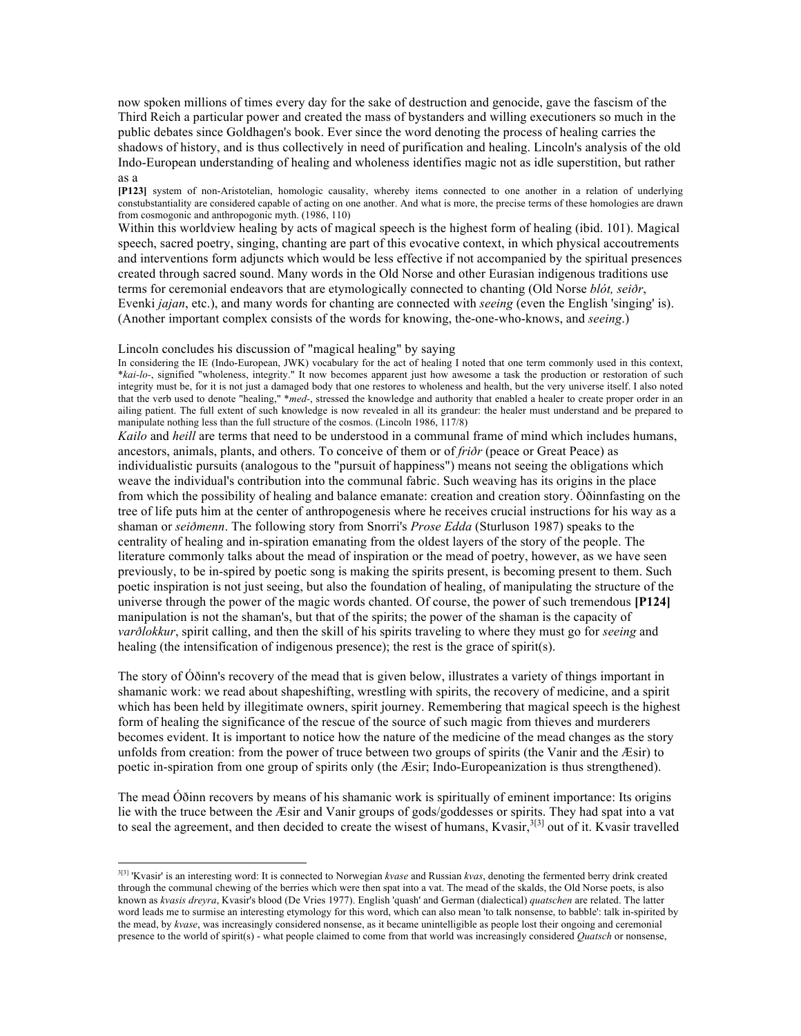now spoken millions of times every day for the sake of destruction and genocide, gave the fascism of the Third Reich a particular power and created the mass of bystanders and willing executioners so much in the public debates since Goldhagen's book. Ever since the word denoting the process of healing carries the shadows of history, and is thus collectively in need of purification and healing. Lincoln's analysis of the old Indo-European understanding of healing and wholeness identifies magic not as idle superstition, but rather as a

> **[P123]** system of non-Aristotelian, homologic causality, whereby items connected to one another in a relation of underlying constubstantiality are considered capable of acting on one another. And what is more, the precise terms of these homologies are drawn from cosmogonic and anthropogonic myth. (1986, 110)

Within this worldview healing by acts of magical speech is the highest form of healing (ibid. 101). Magical speech, sacred poetry, singing, chanting are part of this evocative context, in which physical accoutrements and interventions form adjuncts which would be less effective if not accompanied by the spiritual presences created through sacred sound. Many words in the Old Norse and other Eurasian indigenous traditions use terms for ceremonial endeavors that are etymologically connected to chanting (Old Norse *blót, seiðr*, Evenki *jajan*, etc.), and many words for chanting are connected with *seeing* (even the English 'singing' is). (Another important complex consists of the words for knowing, the-one-who-knows, and *seeing*.)

Lincoln concludes his discussion of "magical healing" by saying

> In considering the IE (Indo-European, JWK) vocabulary for the act of healing I noted that one term commonly used in this context, *\*kai-lo-*, signified "wholeness, integrity." It now becomes apparent just how awesome a task the production or restoration of such integrity must be, for it is not just a damaged body that one restores to wholeness and health, but the very universe itself. I also noted that the verb used to denote "healing," *\*med-*, stressed the knowledge and authority that enabled a healer to create proper order in an ailing patient. The full extent of such knowledge is now revealed in all its grandeur: the healer must understand and be prepared to manipulate nothing less than the full structure of the cosmos. (Lincoln 1986, 117/8)

*Kailo* and *heill* are terms that need to be understood in a communal frame of mind which includes humans, ancestors, animals, plants, and others. To conceive of them or of *friðr* (peace or Great Peace) as individualistic pursuits (analogous to the "pursuit of happiness") means not seeing the obligations which weave the individual's contribution into the communal fabric. Such weaving has its origins in the place from which the possibility of healing and balance emanate: creation and creation story. Óðinnfasting on the tree of life puts him at the center of anthropogenesis where he receives crucial instructions for his way as a shaman or *seiðmenn*. The following story from Snorri's *Prose Edda* (Sturluson 1987) speaks to the centrality of healing and in-spiration emanating from the oldest layers of the story of the people. The literature commonly talks about the mead of inspiration or the mead of poetry, however, as we have seen previously, to be in-spired by poetic song is making the spirits present, is becoming present to them. Such poetic inspiration is not just seeing, but also the foundation of healing, of manipulating the structure of the universe through the power of the magic words chanted. Of course, the power of such tremendous **[P124]** manipulation is not the shaman's, but that of the spirits; the power of the shaman is the capacity of *varðlokkur*, spirit calling, and then the skill of his spirits traveling to where they must go for *seeing* and healing (the intensification of indigenous presence); the rest is the grace of spirit(s).

The story of Óðinn's recovery of the mead that is given below, illustrates a variety of things important in shamanic work: we read about shapeshifting, wrestling with spirits, the recovery of medicine, and a spirit which has been held by illegitimate owners, spirit journey. Remembering that magical speech is the highest form of healing the significance of the rescue of the source of such magic from thieves and murderers becomes evident. It is important to notice how the nature of the medicine of the mead changes as the story unfolds from creation: from the power of truce between two groups of spirits (the Vanir and the Æsir) to poetic in-spiration from one group of spirits only (the Æsir; Indo-Europeanization is thus strengthened).

The mead Óðinn recovers by means of his shamanic work is spiritually of eminent importance: Its origins lie with the truce between the Æsir and Vanir groups of gods/goddesses or spirits. They had spat into a vat to seal the agreement, and then decided to create the wisest of humans, Kvasir,[3[3]] out of it. Kvasir travelled

---

[3[3]] 'Kvasir' is an interesting word: It is connected to Norwegian *kvase* and Russian *kvas*, denoting the fermented berry drink created through the communal chewing of the berries which were then spat into a vat. The mead of the skalds, the Old Norse poets, is also known as *kvasis dreyra*, Kvasir's blood (De Vries 1977). English 'quash' and German (dialectical) *quatschen* are related. The latter word leads me to surmise an interesting etymology for this word, which can also mean 'to talk nonsense, to babble': talk in-spirited by the mead, by *kvase*, was increasingly considered nonsense, as it became unintelligible as people lost their ongoing and ceremonial presence to the world of spirit(s) - what people claimed to come from that world was increasingly considered *Quatsch* or nonsense,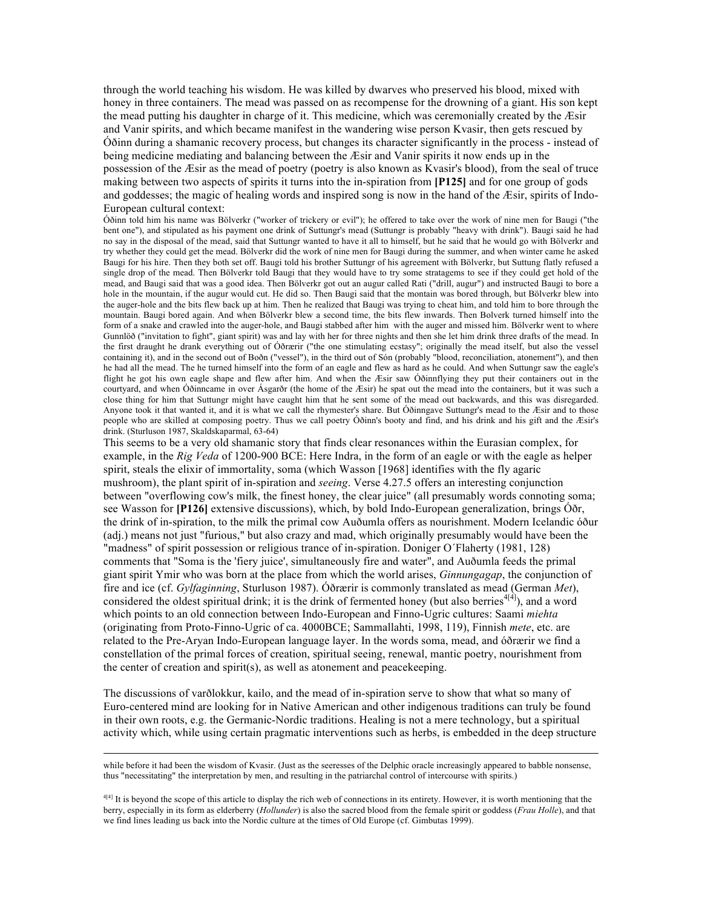through the world teaching his wisdom. He was killed by dwarves who preserved his blood, mixed with honey in three containers. The mead was passed on as recompense for the drowning of a giant. His son kept the mead putting his daughter in charge of it. This medicine, which was ceremonially created by the Æsir and Vanir spirits, and which became manifest in the wandering wise person Kvasir, then gets rescued by Óðinn during a shamanic recovery process, but changes its character significantly in the process - instead of being medicine mediating and balancing between the Æsir and Vanir spirits it now ends up in the possession of the Æsir as the mead of poetry (poetry is also known as Kvasir's blood), from the seal of truce making between two aspects of spirits it turns into the in-spiration from **[P125]** and for one group of gods and goddesses; the magic of healing words and inspired song is now in the hand of the Æsir, spirits of Indo-European cultural context:

Óðinn told him his name was Bölverkr ("worker of trickery or evil"); he offered to take over the work of nine men for Baugi ("the bent one"), and stipulated as his payment one drink of Suttungr's mead (Suttungr is probably "heavy with drink"). Baugi said he had no say in the disposal of the mead, said that Suttungr wanted to have it all to himself, but he said that he would go with Bölverkr and try whether they could get the mead. Bölverkr did the work of nine men for Baugi during the summer, and when winter came he asked Baugi for his hire. Then they both set off. Baugi told his brother Suttungr of his agreement with Bölverkr, but Suttung flatly refused a single drop of the mead. Then Bölverkr told Baugi that they would have to try some stratagems to see if they could get hold of the mead, and Baugi said that was a good idea. Then Bölverkr got out an augur called Rati ("drill, augur") and instructed Baugi to bore a hole in the mountain, if the augur would cut. He did so. Then Baugi said that the montain was bored through, but Bölverkr blew into the auger-hole and the bits flew back up at him. Then he realized that Baugi was trying to cheat him, and told him to bore through the mountain. Baugi bored again. And when Bölverkr blew a second time, the bits flew inwards. Then Bolverk turned himself into the form of a snake and crawled into the auger-hole, and Baugi stabbed after him with the auger and missed him. Bölverkr went to where Gunnlöð ("invitation to fight", giant spirit) was and lay with her for three nights and then she let him drink three drafts of the mead. In the first draught he drank everything out of Óðrærir ("the one stimulating ecstasy"; originally the mead itself, but also the vessel containing it), and in the second out of Boðn ("vessel"), in the third out of Són (probably "blood, reconciliation, atonement"), and then he had all the mead. The he turned himself into the form of an eagle and flew as hard as he could. And when Suttungr saw the eagle's flight he got his own eagle shape and flew after him. And when the Æsir saw Óðinnflying they put their containers out in the courtyard, and when Óðinncame in over Ásgarðr (the home of the Æsir) he spat out the mead into the containers, but it was such a close thing for him that Suttungr might have caught him that he sent some of the mead out backwards, and this was disregarded. Anyone took it that wanted it, and it is what we call the rhymester's share. But Óðinngave Suttungr's mead to the Æsir and to those people who are skilled at composing poetry. Thus we call poetry Óðinn's booty and find, and his drink and his gift and the Æsir's drink. (Sturluson 1987, Skaldskaparmal, 63-64)

This seems to be a very old shamanic story that finds clear resonances within the Eurasian complex, for example, in the *Rig Veda* of 1200-900 BCE: Here Indra, in the form of an eagle or with the eagle as helper spirit, steals the elixir of immortality, soma (which Wasson [1968] identifies with the fly agaric mushroom), the plant spirit of in-spiration and *seeing*. Verse 4.27.5 offers an interesting conjunction between "overflowing cow's milk, the finest honey, the clear juice" (all presumably words connoting soma; see Wasson for **[P126]** extensive discussions), which, by bold Indo-European generalization, brings Óðr, the drink of in-spiration, to the milk the primal cow Auðumla offers as nourishment. Modern Icelandic óður (adj.) means not just "furious," but also crazy and mad, which originally presumably would have been the "madness" of spirit possession or religious trance of in-spiration. Doniger O´Flaherty (1981, 128) comments that "Soma is the 'fiery juice', simultaneously fire and water", and Auðumla feeds the primal giant spirit Ymir who was born at the place from which the world arises, *Ginnungagap*, the conjunction of fire and ice (cf. *Gylfaginning*, Sturluson 1987). Óðrærir is commonly translated as mead (German *Met*), considered the oldest spiritual drink; it is the drink of fermented honey (but also berries[4[4]]), and a word which points to an old connection between Indo-European and Finno-Ugric cultures: Saami *miehta* (originating from Proto-Finno-Ugric of ca. 4000BCE; Sammallahti, 1998, 119), Finnish *mete*, etc. are related to the Pre-Aryan Indo-European language layer. In the words soma, mead, and óðrærir we find a constellation of the primal forces of creation, spiritual seeing, renewal, mantic poetry, nourishment from the center of creation and spirit(s), as well as atonement and peacekeeping.

The discussions of varðlokkur, kailo, and the mead of in-spiration serve to show that what so many of Euro-centered mind are looking for in Native American and other indigenous traditions can truly be found in their own roots, e.g. the Germanic-Nordic traditions. Healing is not a mere technology, but a spiritual activity which, while using certain pragmatic interventions such as herbs, is embedded in the deep structure

---

while before it had been the wisdom of Kvasir. (Just as the seeresses of the Delphic oracle increasingly appeared to babble nonsense, thus "necessitating" the interpretation by men, and resulting in the patriarchal control of intercourse with spirits.)

[4[4]] It is beyond the scope of this article to display the rich web of connections in its entirety. However, it is worth mentioning that the berry, especially in its form as elderberry (*Hollunder*) is also the sacred blood from the female spirit or goddess (*Frau Holle*), and that we find lines leading us back into the Nordic culture at the times of Old Europe (cf. Gimbutas 1999).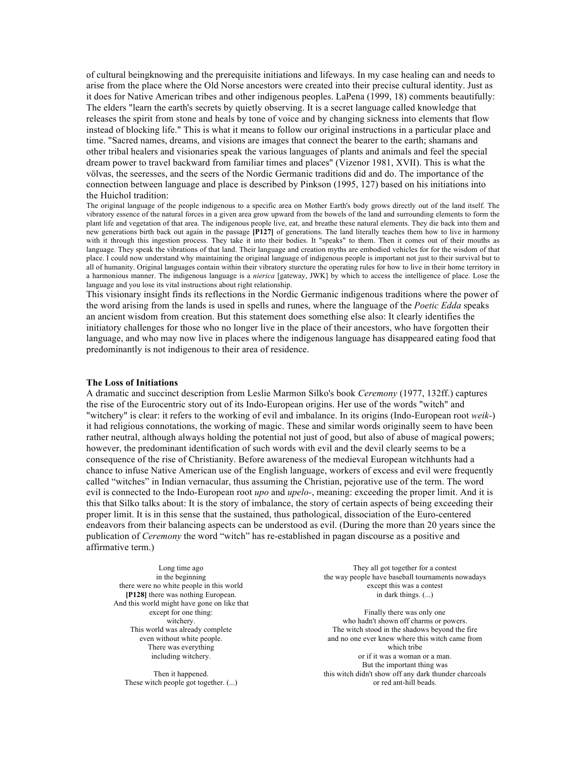of cultural beingknowing and the prerequisite initiations and lifeways. In my case healing can and needs to arise from the place where the Old Norse ancestors were created into their precise cultural identity. Just as it does for Native American tribes and other indigenous peoples. LaPena (1999, 18) comments beautifully: The elders "learn the earth's secrets by quietly observing. It is a secret language called knowledge that releases the spirit from stone and heals by tone of voice and by changing sickness into elements that flow instead of blocking life." This is what it means to follow our original instructions in a particular place and time. "Sacred names, dreams, and visions are images that connect the bearer to the earth; shamans and other tribal healers and visionaries speak the various languages of plants and animals and feel the special dream power to travel backward from familiar times and places" (Vizenor 1981, XVII). This is what the völvas, the seeresses, and the seers of the Nordic Germanic traditions did and do. The importance of the connection between language and place is described by Pinkson (1995, 127) based on his initiations into the Huichol tradition:

> The original language of the people indigenous to a specific area on Mother Earth's body grows directly out of the land itself. The vibratory essence of the natural forces in a given area grow upward from the bowels of the land and surrounding elements to form the plant life and vegetation of that area. The indigenous people live, eat, and breathe these natural elements. They die back into them and new generations birth back out again in the passage **[P127]** of generations. The land literally teaches them how to live in harmony with it through this ingestion process. They take it into their bodies. It "speaks" to them. Then it comes out of their mouths as language. They speak the vibrations of that land. Their language and creation myths are embodied vehicles for for the wisdom of that place. I could now understand why maintaining the original language of indigenous people is important not just to their survival but to all of humanity. Original languages contain within their vibratory sturcture the operating rules for how to live in their home territory in a harmonious manner. The indigenous language is a *nierica* [gateway, JWK] by which to access the intelligence of place. Lose the language and you lose its vital instructions about right relationship.

This visionary insight finds its reflections in the Nordic Germanic indigenous traditions where the power of the word arising from the lands is used in spells and runes, where the language of the *Poetic Edda* speaks an ancient wisdom from creation. But this statement does something else also: It clearly identifies the initiatory challenges for those who no longer live in the place of their ancestors, who have forgotten their language, and who may now live in places where the indigenous language has disappeared eating food that predominantly is not indigenous to their area of residence.

**The Loss of Initiations**

A dramatic and succinct description from Leslie Marmon Silko's book *Ceremony* (1977, 132ff.) captures the rise of the Eurocentric story out of its Indo-European origins. Her use of the words "witch" and "witchery" is clear: it refers to the working of evil and imbalance. In its origins (Indo-European root *weik-*) it had religious connotations, the working of magic. These and similar words originally seem to have been rather neutral, although always holding the potential not just of good, but also of abuse of magical powers; however, the predominant identification of such words with evil and the devil clearly seems to be a consequence of the rise of Christianity. Before awareness of the medieval European witchhunts had a chance to infuse Native American use of the English language, workers of excess and evil were frequently called "witches" in Indian vernacular, thus assuming the Christian, pejorative use of the term. The word evil is connected to the Indo-European root *upo* and *upelo-*, meaning: exceeding the proper limit. And it is this that Silko talks about: It is the story of imbalance, the story of certain aspects of being exceeding their proper limit. It is in this sense that the sustained, thus pathological, dissociation of the Euro-centered endeavors from their balancing aspects can be understood as evil. (During the more than 20 years since the publication of *Ceremony* the word "witch" has re-established in pagan discourse as a positive and affirmative term.)

Long time ago
in the beginning
there were no white people in this world
**[P128]** there was nothing European.
And this world might have gone on like that
except for one thing:
witchery.
This world was already complete
even without white people.
There was everything
including witchery.

Then it happened.
These witch people got together. (...)

They all got together for a contest
the way people have baseball tournaments nowadays
except this was a contest
in dark things. (...)

Finally there was only one
who hadn't shown off charms or powers.
The witch stood in the shadows beyond the fire
and no one ever knew where this witch came from
which tribe
or if it was a woman or a man.
But the important thing was
this witch didn't show off any dark thunder charcoals
or red ant-hill beads.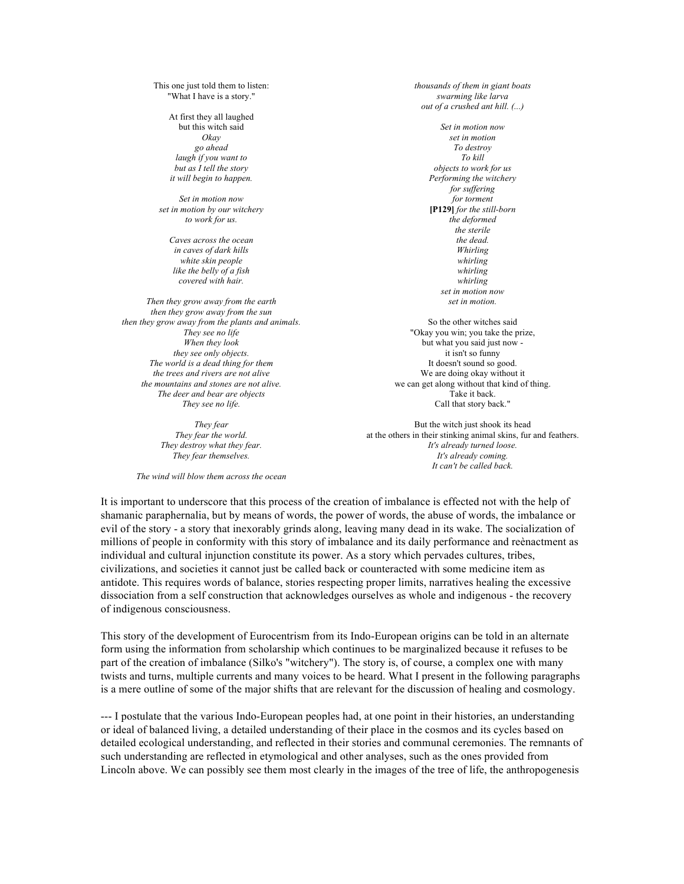This one just told them to listen:
"What I have is a story."

At first they all laughed
but this witch said
*Okay*
*go ahead*
*laugh if you want to*
*but as I tell the story*
*it will begin to happen.*

*Set in motion now*
*set in motion by our witchery*
*to work for us.*

*Caves across the ocean*
*in caves of dark hills*
*white skin people*
*like the belly of a fish*
*covered with hair.*

*Then they grow away from the earth*
*then they grow away from the sun*
*then they grow away from the plants and animals.*
*They see no life*
*When they look*
*they see only objects.*
*The world is a dead thing for them*
*the trees and rivers are not alive*
*the mountains and stones are not alive.*
*The deer and bear are objects*
*They see no life.*

*They fear*
*They fear the world.*
*They destroy what they fear.*
*They fear themselves.*

*The wind will blow them across the ocean*
*thousands of them in giant boats*
*swarming like larva*
*out of a crushed ant hill. (...)*

*Set in motion now*
*set in motion*
*To destroy*
*To kill*
*objects to work for us*
*Performing the witchery*
*for suffering*
*for torment*
**[P129]** *for the still-born*
*the deformed*
*the sterile*
*the dead.*
*Whirling*
*whirling*
*whirling*
*whirling*
*set in motion now*
*set in motion.*

So the other witches said
"Okay you win; you take the prize,
but what you said just now -
it isn't so funny
It doesn't sound so good.
We are doing okay without it
we can get along without that kind of thing.
Take it back.
Call that story back."

But the witch just shook its head
at the others in their stinking animal skins, fur and feathers.
*It's already turned loose.*
*It's already coming.*
*It can't be called back.*

It is important to underscore that this process of the creation of imbalance is effected not with the help of shamanic paraphernalia, but by means of words, the power of words, the abuse of words, the imbalance or evil of the story - a story that inexorably grinds along, leaving many dead in its wake. The socialization of millions of people in conformity with this story of imbalance and its daily performance and reènactment as individual and cultural injunction constitute its power. As a story which pervades cultures, tribes, civilizations, and societies it cannot just be called back or counteracted with some medicine item as antidote. This requires words of balance, stories respecting proper limits, narratives healing the excessive dissociation from a self construction that acknowledges ourselves as whole and indigenous - the recovery of indigenous consciousness.

This story of the development of Eurocentrism from its Indo-European origins can be told in an alternate form using the information from scholarship which continues to be marginalized because it refuses to be part of the creation of imbalance (Silko's "witchery"). The story is, of course, a complex one with many twists and turns, multiple currents and many voices to be heard. What I present in the following paragraphs is a mere outline of some of the major shifts that are relevant for the discussion of healing and cosmology.

--- I postulate that the various Indo-European peoples had, at one point in their histories, an understanding or ideal of balanced living, a detailed understanding of their place in the cosmos and its cycles based on detailed ecological understanding, and reflected in their stories and communal ceremonies. The remnants of such understanding are reflected in etymological and other analyses, such as the ones provided from Lincoln above. We can possibly see them most clearly in the images of the tree of life, the anthropogenesis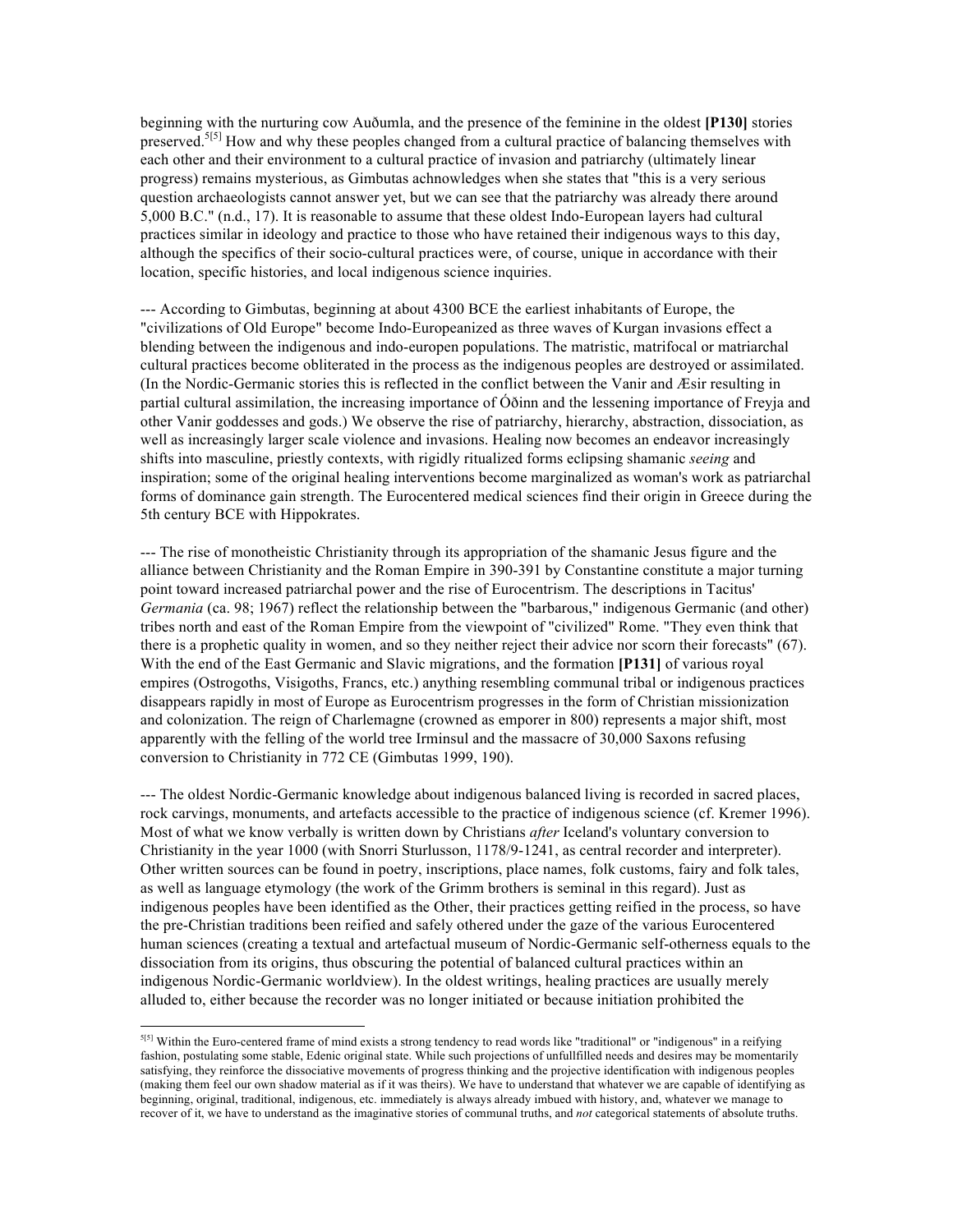beginning with the nurturing cow Auðumla, and the presence of the feminine in the oldest **[P130]** stories preserved.[5][5] How and why these peoples changed from a cultural practice of balancing themselves with each other and their environment to a cultural practice of invasion and patriarchy (ultimately linear progress) remains mysterious, as Gimbutas achnowledges when she states that "this is a very serious question archaeologists cannot answer yet, but we can see that the patriarchy was already there around 5,000 B.C." (n.d., 17). It is reasonable to assume that these oldest Indo-European layers had cultural practices similar in ideology and practice to those who have retained their indigenous ways to this day, although the specifics of their socio-cultural practices were, of course, unique in accordance with their location, specific histories, and local indigenous science inquiries.

--- According to Gimbutas, beginning at about 4300 BCE the earliest inhabitants of Europe, the "civilizations of Old Europe" become Indo-Europeanized as three waves of Kurgan invasions effect a blending between the indigenous and indo-europen populations. The matristic, matrifocal or matriarchal cultural practices become obliterated in the process as the indigenous peoples are destroyed or assimilated. (In the Nordic-Germanic stories this is reflected in the conflict between the Vanir and Æsir resulting in partial cultural assimilation, the increasing importance of Óðinn and the lessening importance of Freyja and other Vanir goddesses and gods.) We observe the rise of patriarchy, hierarchy, abstraction, dissociation, as well as increasingly larger scale violence and invasions. Healing now becomes an endeavor increasingly shifts into masculine, priestly contexts, with rigidly ritualized forms eclipsing shamanic *seeing* and inspiration; some of the original healing interventions become marginalized as woman's work as patriarchal forms of dominance gain strength. The Eurocentered medical sciences find their origin in Greece during the 5th century BCE with Hippokrates.

--- The rise of monotheistic Christianity through its appropriation of the shamanic Jesus figure and the alliance between Christianity and the Roman Empire in 390-391 by Constantine constitute a major turning point toward increased patriarchal power and the rise of Eurocentrism. The descriptions in Tacitus' *Germania* (ca. 98; 1967) reflect the relationship between the "barbarous," indigenous Germanic (and other) tribes north and east of the Roman Empire from the viewpoint of "civilized" Rome. "They even think that there is a prophetic quality in women, and so they neither reject their advice nor scorn their forecasts" (67). With the end of the East Germanic and Slavic migrations, and the formation **[P131]** of various royal empires (Ostrogoths, Visigoths, Francs, etc.) anything resembling communal tribal or indigenous practices disappears rapidly in most of Europe as Eurocentrism progresses in the form of Christian missionization and colonization. The reign of Charlemagne (crowned as emporer in 800) represents a major shift, most apparently with the felling of the world tree Irminsul and the massacre of 30,000 Saxons refusing conversion to Christianity in 772 CE (Gimbutas 1999, 190).

--- The oldest Nordic-Germanic knowledge about indigenous balanced living is recorded in sacred places, rock carvings, monuments, and artefacts accessible to the practice of indigenous science (cf. Kremer 1996). Most of what we know verbally is written down by Christians *after* Iceland's voluntary conversion to Christianity in the year 1000 (with Snorri Sturlusson, 1178/9-1241, as central recorder and interpreter). Other written sources can be found in poetry, inscriptions, place names, folk customs, fairy and folk tales, as well as language etymology (the work of the Grimm brothers is seminal in this regard). Just as indigenous peoples have been identified as the Other, their practices getting reified in the process, so have the pre-Christian traditions been reified and safely othered under the gaze of the various Eurocentered human sciences (creating a textual and artefactual museum of Nordic-Germanic self-otherness equals to the dissociation from its origins, thus obscuring the potential of balanced cultural practices within an indigenous Nordic-Germanic worldview). In the oldest writings, healing practices are usually merely alluded to, either because the recorder was no longer initiated or because initiation prohibited the

---

[5][5] Within the Euro-centered frame of mind exists a strong tendency to read words like "traditional" or "indigenous" in a reifying fashion, postulating some stable, Edenic original state. While such projections of unfullfilled needs and desires may be momentarily satisfying, they reinforce the dissociative movements of progress thinking and the projective identification with indigenous peoples (making them feel our own shadow material as if it was theirs). We have to understand that whatever we are capable of identifying as beginning, original, traditional, indigenous, etc. immediately is always already imbued with history, and, whatever we manage to recover of it, we have to understand as the imaginative stories of communal truths, and *not* categorical statements of absolute truths.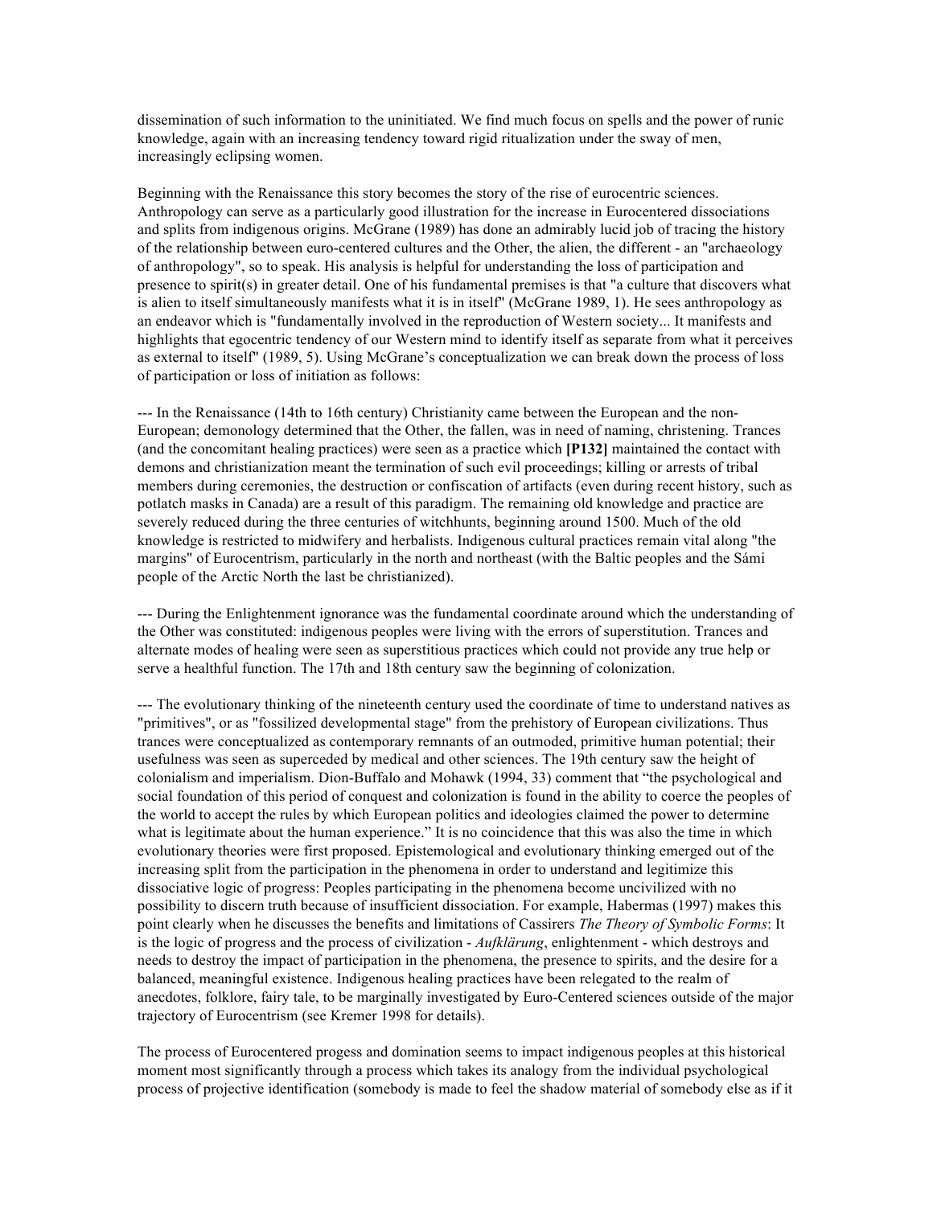dissemination of such information to the uninitiated. We find much focus on spells and the power of runic knowledge, again with an increasing tendency toward rigid ritualization under the sway of men, increasingly eclipsing women.

Beginning with the Renaissance this story becomes the story of the rise of eurocentric sciences. Anthropology can serve as a particularly good illustration for the increase in Eurocentered dissociations and splits from indigenous origins. McGrane (1989) has done an admirably lucid job of tracing the history of the relationship between euro-centered cultures and the Other, the alien, the different - an "archaeology of anthropology", so to speak. His analysis is helpful for understanding the loss of participation and presence to spirit(s) in greater detail. One of his fundamental premises is that "a culture that discovers what is alien to itself simultaneously manifests what it is in itself" (McGrane 1989, 1). He sees anthropology as an endeavor which is "fundamentally involved in the reproduction of Western society... It manifests and highlights that egocentric tendency of our Western mind to identify itself as separate from what it perceives as external to itself" (1989, 5). Using McGrane's conceptualization we can break down the process of loss of participation or loss of initiation as follows:

--- In the Renaissance (14th to 16th century) Christianity came between the European and the non-European; demonology determined that the Other, the fallen, was in need of naming, christening. Trances (and the concomitant healing practices) were seen as a practice which **[P132]** maintained the contact with demons and christianization meant the termination of such evil proceedings; killing or arrests of tribal members during ceremonies, the destruction or confiscation of artifacts (even during recent history, such as potlatch masks in Canada) are a result of this paradigm. The remaining old knowledge and practice are severely reduced during the three centuries of witchhunts, beginning around 1500. Much of the old knowledge is restricted to midwifery and herbalists. Indigenous cultural practices remain vital along "the margins" of Eurocentrism, particularly in the north and northeast (with the Baltic peoples and the Sámi people of the Arctic North the last be christianized).

--- During the Enlightenment ignorance was the fundamental coordinate around which the understanding of the Other was constituted: indigenous peoples were living with the errors of superstition. Trances and alternate modes of healing were seen as superstitious practices which could not provide any true help or serve a healthful function. The 17th and 18th century saw the beginning of colonization.

--- The evolutionary thinking of the nineteenth century used the coordinate of time to understand natives as "primitives", or as "fossilized developmental stage" from the prehistory of European civilizations. Thus trances were conceptualized as contemporary remnants of an outmoded, primitive human potential; their usefulness was seen as superceded by medical and other sciences. The 19th century saw the height of colonialism and imperialism. Dion-Buffalo and Mohawk (1994, 33) comment that "the psychological and social foundation of this period of conquest and colonization is found in the ability to coerce the peoples of the world to accept the rules by which European politics and ideologies claimed the power to determine what is legitimate about the human experience." It is no coincidence that this was also the time in which evolutionary theories were first proposed. Epistemological and evolutionary thinking emerged out of the increasing split from the participation in the phenomena in order to understand and legitimize this dissociative logic of progress: Peoples participating in the phenomena become uncivilized with no possibility to discern truth because of insufficient dissociation. For example, Habermas (1997) makes this point clearly when he discusses the benefits and limitations of Cassirers *The Theory of Symbolic Forms*: It is the logic of progress and the process of civilization - *Aufklärung*, enlightenment - which destroys and needs to destroy the impact of participation in the phenomena, the presence to spirits, and the desire for a balanced, meaningful existence. Indigenous healing practices have been relegated to the realm of anecdotes, folklore, fairy tale, to be marginally investigated by Euro-Centered sciences outside of the major trajectory of Eurocentrism (see Kremer 1998 for details).

The process of Eurocentered progess and domination seems to impact indigenous peoples at this historical moment most significantly through a process which takes its analogy from the individual psychological process of projective identification (somebody is made to feel the shadow material of somebody else as if it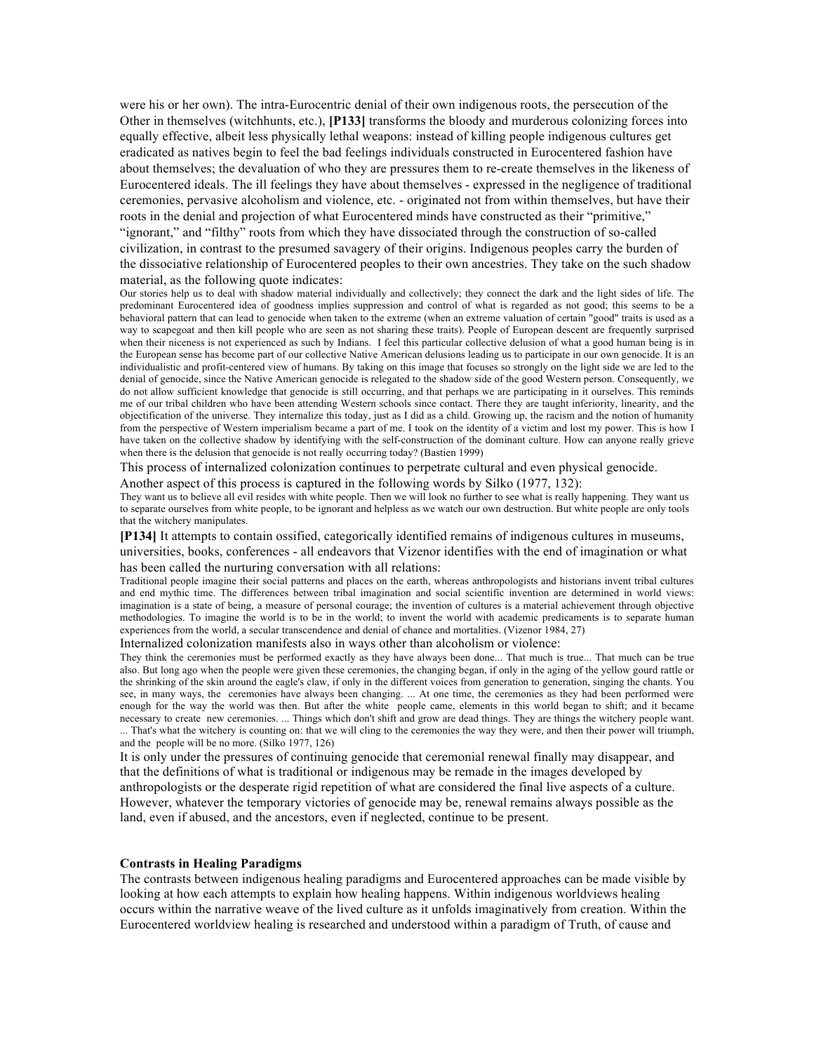were his or her own). The intra-Eurocentric denial of their own indigenous roots, the persecution of the Other in themselves (witchhunts, etc.), **[P133]** transforms the bloody and murderous colonizing forces into equally effective, albeit less physically lethal weapons: instead of killing people indigenous cultures get eradicated as natives begin to feel the bad feelings individuals constructed in Eurocentered fashion have about themselves; the devaluation of who they are pressures them to re-create themselves in the likeness of Eurocentered ideals. The ill feelings they have about themselves - expressed in the negligence of traditional ceremonies, pervasive alcoholism and violence, etc. - originated not from within themselves, but have their roots in the denial and projection of what Eurocentered minds have constructed as their "primitive," "ignorant," and "filthy" roots from which they have dissociated through the construction of so-called civilization, in contrast to the presumed savagery of their origins. Indigenous peoples carry the burden of the dissociative relationship of Eurocentered peoples to their own ancestries. They take on the such shadow material, as the following quote indicates:

> Our stories help us to deal with shadow material individually and collectively; they connect the dark and the light sides of life. The predominant Eurocentered idea of goodness implies suppression and control of what is regarded as not good; this seems to be a behavioral pattern that can lead to genocide when taken to the extreme (when an extreme valuation of certain "good" traits is used as a way to scapegoat and then kill people who are seen as not sharing these traits). People of European descent are frequently surprised when their niceness is not experienced as such by Indians. I feel this particular collective delusion of what a good human being is in the European sense has become part of our collective Native American delusions leading us to participate in our own genocide. It is an individualistic and profit-centered view of humans. By taking on this image that focuses so strongly on the light side we are led to the denial of genocide, since the Native American genocide is relegated to the shadow side of the good Western person. Consequently, we do not allow sufficient knowledge that genocide is still occurring, and that perhaps we are participating in it ourselves. This reminds me of our tribal children who have been attending Western schools since contact. There they are taught inferiority, linearity, and the objectification of the universe. They internalize this today, just as I did as a child. Growing up, the racism and the notion of humanity from the perspective of Western imperialism became a part of me. I took on the identity of a victim and lost my power. This is how I have taken on the collective shadow by identifying with the self-construction of the dominant culture. How can anyone really grieve when there is the delusion that genocide is not really occurring today? (Bastien 1999)

This process of internalized colonization continues to perpetrate cultural and even physical genocide. Another aspect of this process is captured in the following words by Silko (1977, 132):

> They want us to believe all evil resides with white people. Then we will look no further to see what is really happening. They want us to separate ourselves from white people, to be ignorant and helpless as we watch our own destruction. But white people are only tools that the witchery manipulates.

**[P134]** It attempts to contain ossified, categorically identified remains of indigenous cultures in museums, universities, books, conferences - all endeavors that Vizenor identifies with the end of imagination or what has been called the nurturing conversation with all relations:

> Traditional people imagine their social patterns and places on the earth, whereas anthropologists and historians invent tribal cultures and end mythic time. The differences between tribal imagination and social scientific invention are determined in world views: imagination is a state of being, a measure of personal courage; the invention of cultures is a material achievement through objective methodologies. To imagine the world is to be in the world; to invent the world with academic predicaments is to separate human experiences from the world, a secular transcendence and denial of chance and mortalities. (Vizenor 1984, 27)

Internalized colonization manifests also in ways other than alcoholism or violence:

> They think the ceremonies must be performed exactly as they have always been done... That much is true... That much can be true also. But long ago when the people were given these ceremonies, the changing began, if only in the aging of the yellow gourd rattle or the shrinking of the skin around the eagle's claw, if only in the different voices from generation to generation, singing the chants. You see, in many ways, the ceremonies have always been changing. ... At one time, the ceremonies as they had been performed were enough for the way the world was then. But after the white people came, elements in this world began to shift; and it became necessary to create new ceremonies. ... Things which don't shift and grow are dead things. They are things the witchery people want. ... That's what the witchery is counting on: that we will cling to the ceremonies the way they were, and then their power will triumph, and the people will be no more. (Silko 1977, 126)

It is only under the pressures of continuing genocide that ceremonial renewal finally may disappear, and that the definitions of what is traditional or indigenous may be remade in the images developed by anthropologists or the desperate rigid repetition of what are considered the final live aspects of a culture. However, whatever the temporary victories of genocide may be, renewal remains always possible as the land, even if abused, and the ancestors, even if neglected, continue to be present.

### Contrasts in Healing Paradigms

The contrasts between indigenous healing paradigms and Eurocentered approaches can be made visible by looking at how each attempts to explain how healing happens. Within indigenous worldviews healing occurs within the narrative weave of the lived culture as it unfolds imaginatively from creation. Within the Eurocentered worldview healing is researched and understood within a paradigm of Truth, of cause and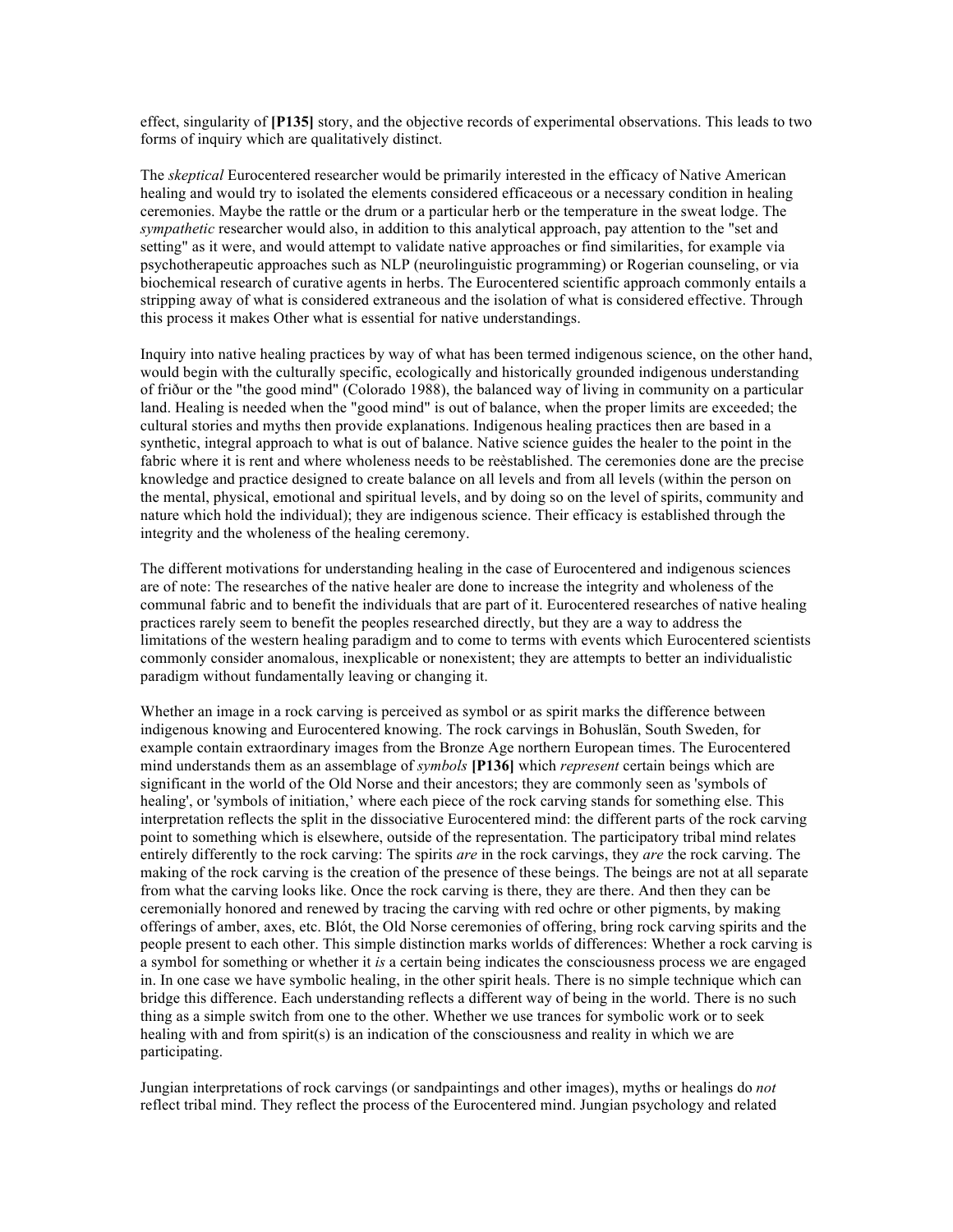effect, singularity of **[P135]** story, and the objective records of experimental observations. This leads to two forms of inquiry which are qualitatively distinct.

The *skeptical* Eurocentered researcher would be primarily interested in the efficacy of Native American healing and would try to isolated the elements considered efficaceous or a necessary condition in healing ceremonies. Maybe the rattle or the drum or a particular herb or the temperature in the sweat lodge. The *sympathetic* researcher would also, in addition to this analytical approach, pay attention to the "set and setting" as it were, and would attempt to validate native approaches or find similarities, for example via psychotherapeutic approaches such as NLP (neurolinguistic programming) or Rogerian counseling, or via biochemical research of curative agents in herbs. The Eurocentered scientific approach commonly entails a stripping away of what is considered extraneous and the isolation of what is considered effective. Through this process it makes Other what is essential for native understandings.

Inquiry into native healing practices by way of what has been termed indigenous science, on the other hand, would begin with the culturally specific, ecologically and historically grounded indigenous understanding of friður or the "the good mind" (Colorado 1988), the balanced way of living in community on a particular land. Healing is needed when the "good mind" is out of balance, when the proper limits are exceeded; the cultural stories and myths then provide explanations. Indigenous healing practices then are based in a synthetic, integral approach to what is out of balance. Native science guides the healer to the point in the fabric where it is rent and where wholeness needs to be reèstablished. The ceremonies done are the precise knowledge and practice designed to create balance on all levels and from all levels (within the person on the mental, physical, emotional and spiritual levels, and by doing so on the level of spirits, community and nature which hold the individual); they are indigenous science. Their efficacy is established through the integrity and the wholeness of the healing ceremony.

The different motivations for understanding healing in the case of Eurocentered and indigenous sciences are of note: The researches of the native healer are done to increase the integrity and wholeness of the communal fabric and to benefit the individuals that are part of it. Eurocentered researches of native healing practices rarely seem to benefit the peoples researched directly, but they are a way to address the limitations of the western healing paradigm and to come to terms with events which Eurocentered scientists commonly consider anomalous, inexplicable or nonexistent; they are attempts to better an individualistic paradigm without fundamentally leaving or changing it.

Whether an image in a rock carving is perceived as symbol or as spirit marks the difference between indigenous knowing and Eurocentered knowing. The rock carvings in Bohuslän, South Sweden, for example contain extraordinary images from the Bronze Age northern European times. The Eurocentered mind understands them as an assemblage of *symbols* **[P136]** which *represent* certain beings which are significant in the world of the Old Norse and their ancestors; they are commonly seen as 'symbols of healing', or 'symbols of initiation,' where each piece of the rock carving stands for something else. This interpretation reflects the split in the dissociative Eurocentered mind: the different parts of the rock carving point to something which is elsewhere, outside of the representation. The participatory tribal mind relates entirely differently to the rock carving: The spirits *are* in the rock carvings, they *are* the rock carving. The making of the rock carving is the creation of the presence of these beings. The beings are not at all separate from what the carving looks like. Once the rock carving is there, they are there. And then they can be ceremonially honored and renewed by tracing the carving with red ochre or other pigments, by making offerings of amber, axes, etc. Blót, the Old Norse ceremonies of offering, bring rock carving spirits and the people present to each other. This simple distinction marks worlds of differences: Whether a rock carving is a symbol for something or whether it *is* a certain being indicates the consciousness process we are engaged in. In one case we have symbolic healing, in the other spirit heals. There is no simple technique which can bridge this difference. Each understanding reflects a different way of being in the world. There is no such thing as a simple switch from one to the other. Whether we use trances for symbolic work or to seek healing with and from spirit(s) is an indication of the consciousness and reality in which we are participating.

Jungian interpretations of rock carvings (or sandpaintings and other images), myths or healings do *not* reflect tribal mind. They reflect the process of the Eurocentered mind. Jungian psychology and related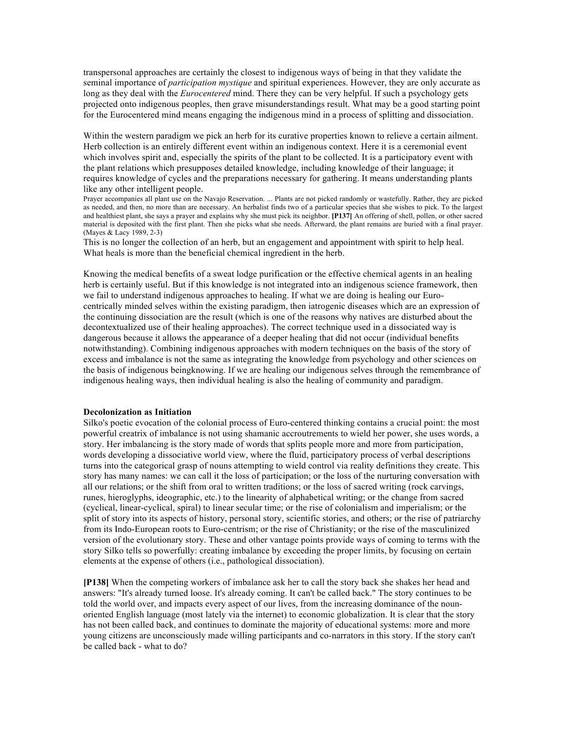transpersonal approaches are certainly the closest to indigenous ways of being in that they validate the seminal importance of *participation mystique* and spiritual experiences. However, they are only accurate as long as they deal with the *Eurocentered* mind. There they can be very helpful. If such a psychology gets projected onto indigenous peoples, then grave misunderstandings result. What may be a good starting point for the Eurocentered mind means engaging the indigenous mind in a process of splitting and dissociation.

Within the western paradigm we pick an herb for its curative properties known to relieve a certain ailment. Herb collection is an entirely different event within an indigenous context. Here it is a ceremonial event which involves spirit and, especially the spirits of the plant to be collected. It is a participatory event with the plant relations which presupposes detailed knowledge, including knowledge of their language; it requires knowledge of cycles and the preparations necessary for gathering. It means understanding plants like any other intelligent people.

> Prayer accompanies all plant use on the Navajo Reservation. ... Plants are not picked randomly or wastefully. Rather, they are picked as needed, and then, no more than are necessary. An herbalist finds two of a particular species that she wishes to pick. To the largest and healthiest plant, she says a prayer and explains why she must pick its neighbor. **[P137]** An offering of shell, pollen, or other sacred material is deposited with the first plant. Then she picks what she needs. Afterward, the plant remains are buried with a final prayer. (Mayes & Lacy 1989, 2-3)

This is no longer the collection of an herb, but an engagement and appointment with spirit to help heal. What heals is more than the beneficial chemical ingredient in the herb.

Knowing the medical benefits of a sweat lodge purification or the effective chemical agents in an healing herb is certainly useful. But if this knowledge is not integrated into an indigenous science framework, then we fail to understand indigenous approaches to healing. If what we are doing is healing our Euro-centrically minded selves within the existing paradigm, then iatrogenic diseases which are an expression of the continuing dissociation are the result (which is one of the reasons why natives are disturbed about the decontextualized use of their healing approaches). The correct technique used in a dissociated way is dangerous because it allows the appearance of a deeper healing that did not occur (individual benefits notwithstanding). Combining indigenous approaches with modern techniques on the basis of the story of excess and imbalance is not the same as integrating the knowledge from psychology and other sciences on the basis of indigenous beingknowing. If we are healing our indigenous selves through the remembrance of indigenous healing ways, then individual healing is also the healing of community and paradigm.

**Decolonization as Initiation**

Silko's poetic evocation of the colonial process of Euro-centered thinking contains a crucial point: the most powerful creatrix of imbalance is not using shamanic accroutrements to wield her power, she uses words, a story. Her imbalancing is the story made of words that splits people more and more from participation, words developing a dissociative world view, where the fluid, participatory process of verbal descriptions turns into the categorical grasp of nouns attempting to wield control via reality definitions they create. This story has many names: we can call it the loss of participation; or the loss of the nurturing conversation with all our relations; or the shift from oral to written traditions; or the loss of sacred writing (rock carvings, runes, hieroglyphs, ideographic, etc.) to the linearity of alphabetical writing; or the change from sacred (cyclical, linear-cyclical, spiral) to linear secular time; or the rise of colonialism and imperialism; or the split of story into its aspects of history, personal story, scientific stories, and others; or the rise of patriarchy from its Indo-European roots to Euro-centrism; or the rise of Christianity; or the rise of the masculinized version of the evolutionary story. These and other vantage points provide ways of coming to terms with the story Silko tells so powerfully: creating imbalance by exceeding the proper limits, by focusing on certain elements at the expense of others (i.e., pathological dissociation).

**[P138]** When the competing workers of imbalance ask her to call the story back she shakes her head and answers: "It's already turned loose. It's already coming. It can't be called back." The story continues to be told the world over, and impacts every aspect of our lives, from the increasing dominance of the noun-oriented English language (most lately via the internet) to economic globalization. It is clear that the story has not been called back, and continues to dominate the majority of educational systems: more and more young citizens are unconsciously made willing participants and co-narrators in this story. If the story can't be called back - what to do?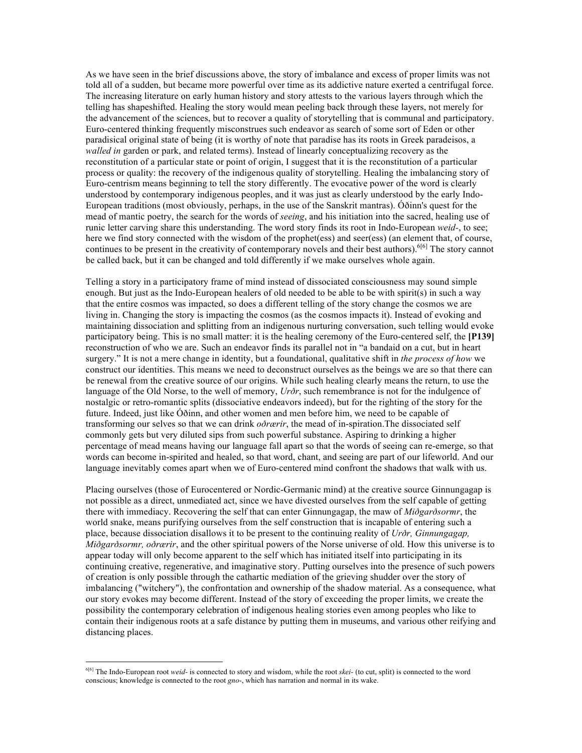As we have seen in the brief discussions above, the story of imbalance and excess of proper limits was not told all of a sudden, but became more powerful over time as its addictive nature exerted a centrifugal force. The increasing literature on early human history and story attests to the various layers through which the telling has shapeshifted. Healing the story would mean peeling back through these layers, not merely for the advancement of the sciences, but to recover a quality of storytelling that is communal and participatory. Euro-centered thinking frequently misconstrues such endeavor as search of some sort of Eden or other paradisical original state of being (it is worthy of note that paradise has its roots in Greek paradeisos, a *walled in* garden or park, and related terms). Instead of linearly conceptualizing recovery as the reconstitution of a particular state or point of origin, I suggest that it is the reconstitution of a particular process or quality: the recovery of the indigenous quality of storytelling. Healing the imbalancing story of Euro-centrism means beginning to tell the story differently. The evocative power of the word is clearly understood by contemporary indigenous peoples, and it was just as clearly understood by the early Indo-European traditions (most obviously, perhaps, in the use of the Sanskrit mantras). Óðinn's quest for the mead of mantic poetry, the search for the words of *seeing*, and his initiation into the sacred, healing use of runic letter carving share this understanding. The word story finds its root in Indo-European *weid-*, to see; here we find story connected with the wisdom of the prophet(ess) and seer(ess) (an element that, of course, continues to be present in the creativity of contemporary novels and their best authors).[6[6]] The story cannot be called back, but it can be changed and told differently if we make ourselves whole again.

Telling a story in a participatory frame of mind instead of dissociated consciousness may sound simple enough. But just as the Indo-European healers of old needed to be able to be with spirit(s) in such a way that the entire cosmos was impacted, so does a different telling of the story change the cosmos we are living in. Changing the story is impacting the cosmos (as the cosmos impacts it). Instead of evoking and maintaining dissociation and splitting from an indigenous nurturing conversation, such telling would evoke participatory being. This is no small matter: it is the healing ceremony of the Euro-centered self, the **[P139]** reconstruction of who we are. Such an endeavor finds its parallel not in "a bandaid on a cut, but in heart surgery." It is not a mere change in identity, but a foundational, qualitative shift in *the process of how* we construct our identities. This means we need to deconstruct ourselves as the beings we are so that there can be renewal from the creative source of our origins. While such healing clearly means the return, to use the language of the Old Norse, to the well of memory, *Urðr*, such remembrance is not for the indulgence of nostalgic or retro-romantic splits (dissociative endeavors indeed), but for the righting of the story for the future. Indeed, just like Óðinn, and other women and men before him, we need to be capable of transforming our selves so that we can drink *oðrærir*, the mead of in-spiration.The dissociated self commonly gets but very diluted sips from such powerful substance. Aspiring to drinking a higher percentage of mead means having our language fall apart so that the words of seeing can re-emerge, so that words can become in-spirited and healed, so that word, chant, and seeing are part of our lifeworld. And our language inevitably comes apart when we of Euro-centered mind confront the shadows that walk with us.

Placing ourselves (those of Eurocentered or Nordic-Germanic mind) at the creative source Ginnungagap is not possible as a direct, unmediated act, since we have divested ourselves from the self capable of getting there with immediacy. Recovering the self that can enter Ginnungagap, the maw of *Miðgarðsormr*, the world snake, means purifying ourselves from the self construction that is incapable of entering such a place, because dissociation disallows it to be present to the continuing reality of *Urðr, Ginnungagap, Miðgarðsormr, oðrærir*, and the other spiritual powers of the Norse universe of old. How this universe is to appear today will only become apparent to the self which has initiated itself into participating in its continuing creative, regenerative, and imaginative story. Putting ourselves into the presence of such powers of creation is only possible through the cathartic mediation of the grieving shudder over the story of imbalancing ("witchery"), the confrontation and ownership of the shadow material. As a consequence, what our story evokes may become different. Instead of the story of exceeding the proper limits, we create the possibility the contemporary celebration of indigenous healing stories even among peoples who like to contain their indigenous roots at a safe distance by putting them in museums, and various other reifying and distancing places.

---

[6[6]] The Indo-European root *weid-* is connected to story and wisdom, while the root *skei-* (to cut, split) is connected to the word conscious; knowledge is connected to the root *gno-*, which has narration and normal in its wake.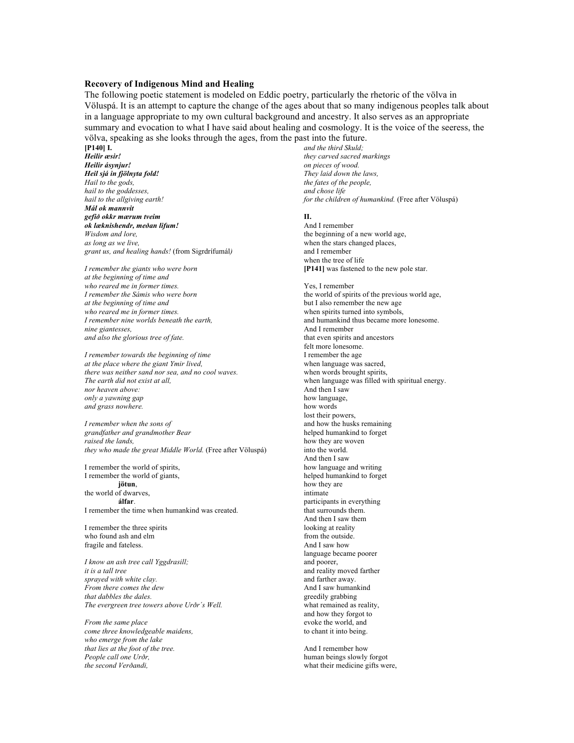**Recovery of Indigenous Mind and Healing**

The following poetic statement is modeled on Eddic poetry, particularly the rhetoric of the völva in Völuspá. It is an attempt to capture the change of the ages about that so many indigenous peoples talk about in a language appropriate to my own cultural background and ancestry. It also serves as an appropriate summary and evocation to what I have said about healing and cosmology. It is the voice of the seeress, the völva, speaking as she looks through the ages, from the past into the future.

**[P140] I.**

***Heilir æsir!***
***Heilir ásynjur!***
***Heil sjá in fjölnyta fold!***
*Hail to the gods,*
*hail to the goddesses,*
*hail to the allgiving earth!*
***Mál ok mannvit***
***gefið okkr mærum tveim***
***ok læknishendr, meðan lifum!***
*Wisdom and lore,*
*as long as we live,*
*grant us, and healing hands!* (from Sigrdrífumál*)*

*I remember the giants who were born*
*at the beginning of time and*
*who reared me in former times.*
*I remember the Sámis who were born*
*at the beginning of time and*
*who reared me in former times.*
*I remember nine worlds beneath the earth,*
*nine giantesses,*
*and also the glorious tree of fate.*

*I remember towards the beginning of time*
*at the place where the giant Ymir lived,*
*there was neither sand nor sea, and no cool waves.*
*The earth did not exist at all,*
*nor heaven above:*
*only a yawning gap*
*and grass nowhere.*

*I remember when the sons of*
*grandfather and grandmother Bear*
*raised the lands,*
*they who made the great Middle World.* (Free after Völuspá)

I remember the world of spirits,
I remember the world of giants,
**jötun**,
the world of dwarves,
**álfar**.
I remember the time when humankind was created.

I remember the three spirits
who found ash and elm
fragile and fateless.

*I know an ash tree call Yggdrasill;*
*it is a tall tree*
*sprayed with white clay.*
*From there comes the dew*
*that dabbles the dales.*
*The evergreen tree towers above Urðr´s Well.*

*From the same place*
*come three knowledgeable maidens,*
*who emerge from the lake*
*that lies at the foot of the tree.*
*People call one Urðr,*
*the second Verðandi,*
*and the third Skuld;*
*they carved sacred markings*
*on pieces of wood.*
*They laid down the laws,*
*the fates of the people,*
*and chose life*
*for the children of humankind.* (Free after Völuspá)

**II.**

And I remember
the beginning of a new world age,
when the stars changed places,
and I remember
when the tree of life
**[P141]** was fastened to the new pole star.

Yes, I remember
the world of spirits of the previous world age,
but I also remember the new age
when spirits turned into symbols,
and humankind thus became more lonesome.
And I remember
that even spirits and ancestors
felt more lonesome.
I remember the age
when language was sacred,
when words brought spirits,
when language was filled with spiritual energy.
And then I saw
how language,
how words
lost their powers,
and how the husks remaining
helped humankind to forget
how they are woven
into the world.
And then I saw
how language and writing
helped humankind to forget
how they are
intimate
participants in everything
that surrounds them.
And then I saw them
looking at reality
from the outside.
And I saw how
language became poorer
and poorer,
and reality moved farther
and farther away.
And I saw humankind
greedily grabbing
what remained as reality,
and how they forgot to
evoke the world, and
to chant it into being.

And I remember how
human beings slowly forgot
what their medicine gifts were,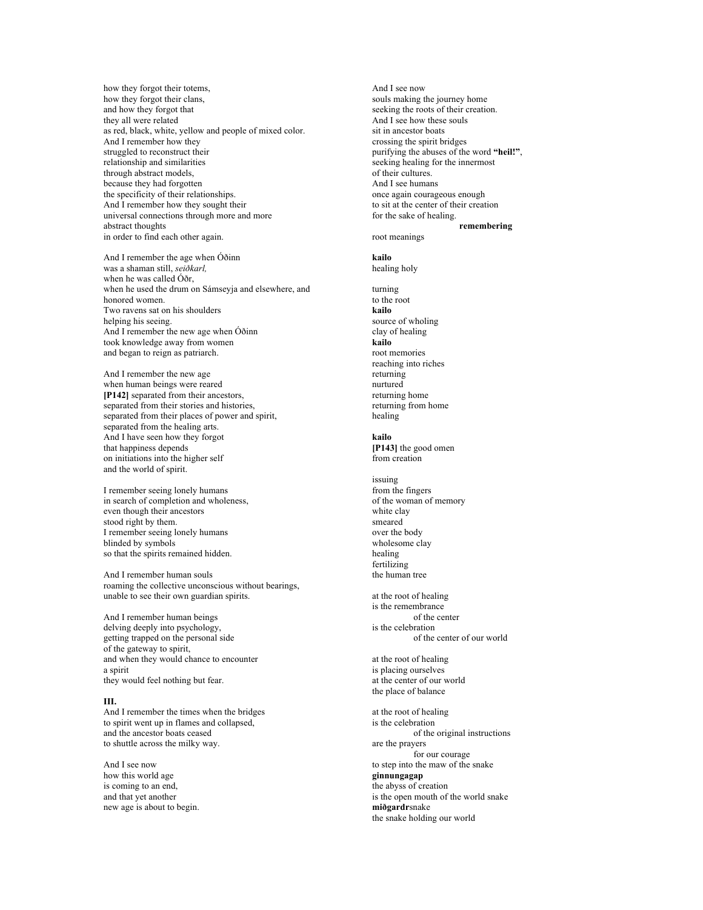how they forgot their totems,
how they forgot their clans,
and how they forgot that
they all were related
as red, black, white, yellow and people of mixed color.
And I remember how they
struggled to reconstruct their
relationship and similarities
through abstract models,
because they had forgotten
the specificity of their relationships.
And I remember how they sought their
universal connections through more and more
abstract thoughts
in order to find each other again.

And I remember the age when Óðinn
was a shaman still, *seiðkarl,*
when he was called Óðr,
when he used the drum on Sámseyja and elsewhere, and
honored women.
Two ravens sat on his shoulders
helping his seeing.
And I remember the new age when Óðinn
took knowledge away from women
and began to reign as patriarch.

And I remember the new age
when human beings were reared
**[P142]** separated from their ancestors,
separated from their stories and histories,
separated from their places of power and spirit,
separated from the healing arts.
And I have seen how they forgot
that happiness depends
on initiations into the higher self
and the world of spirit.

I remember seeing lonely humans
in search of completion and wholeness,
even though their ancestors
stood right by them.
I remember seeing lonely humans
blinded by symbols
so that the spirits remained hidden.

And I remember human souls
roaming the collective unconscious without bearings,
unable to see their own guardian spirits.

And I remember human beings
delving deeply into psychology,
getting trapped on the personal side
of the gateway to spirit,
and when they would chance to encounter
a spirit
they would feel nothing but fear.

**III.**
And I remember the times when the bridges
to spirit went up in flames and collapsed,
and the ancestor boats ceased
to shuttle across the milky way.

And I see now
how this world age
is coming to an end,
and that yet another
new age is about to begin.

And I see now
souls making the journey home
seeking the roots of their creation.
And I see how these souls
sit in ancestor boats
crossing the spirit bridges
purifying the abuses of the word **"heil!"**,
seeking healing for the innermost
of their cultures.
And I see humans
once again courageous enough
to sit at the center of their creation
for the sake of healing.

**remembering**
root meanings

**kailo**
healing holy

turning
to the root
**kailo**
source of wholing
clay of healing
**kailo**
root memories
reaching into riches
returning
nurtured
returning home
returning from home
healing

**kailo**
**[P143]** the good omen
from creation

issuing
from the fingers
of the woman of memory
white clay
smeared
over the body
wholesome clay
healing
fertilizing
the human tree

at the root of healing
is the remembrance
of the center
is the celebration
of the center of our world

at the root of healing
is placing ourselves
at the center of our world
the place of balance

at the root of healing
is the celebration
of the original instructions
are the prayers
for our courage
to step into the maw of the snake
**ginnungagap**
the abyss of creation
is the open mouth of the world snake
**miðgardr**snake
the snake holding our world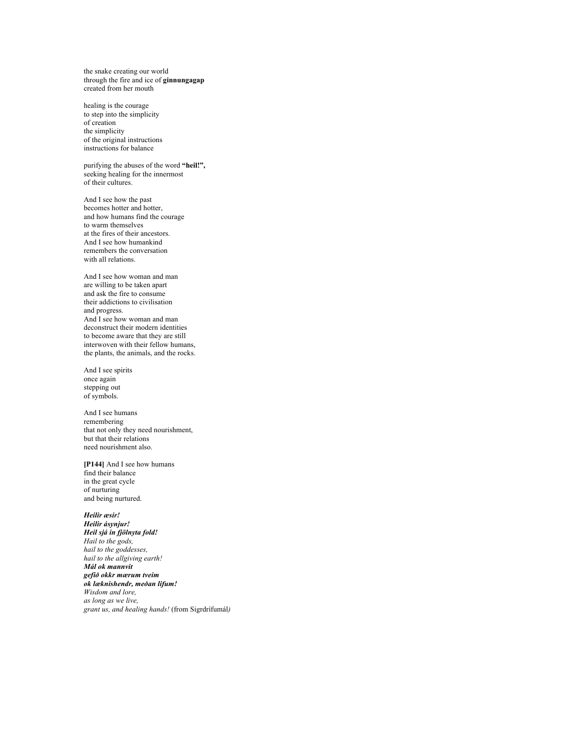the snake creating our world
through the fire and ice of **ginnungagap**
created from her mouth

healing is the courage
to step into the simplicity
of creation
the simplicity
of the original instructions
instructions for balance

purifying the abuses of the word **"heil!",**
seeking healing for the innermost
of their cultures.

And I see how the past
becomes hotter and hotter,
and how humans find the courage
to warm themselves
at the fires of their ancestors.
And I see how humankind
remembers the conversation
with all relations.

And I see how woman and man
are willing to be taken apart
and ask the fire to consume
their addictions to civilisation
and progress.
And I see how woman and man
deconstruct their modern identities
to become aware that they are still
interwoven with their fellow humans,
the plants, the animals, and the rocks.

And I see spirits
once again
stepping out
of symbols.

And I see humans
remembering
that not only they need nourishment,
but that their relations
need nourishment also.

**[P144]** And I see how humans
find their balance
in the great cycle
of nurturing
and being nurtured.

***Heilir æsir!***
***Heilir ásynjur!***
***Heil sjá in fjölnyta fold!***
*Hail to the gods,*
*hail to the goddesses,*
*hail to the allgiving earth!*
***Mál ok mannvit***
***gefið okkr mærum tveim***
***ok læknishendr, meðan lifum!***
*Wisdom and lore,*
*as long as we live,*
*grant us, and healing hands!* (from Sigrdrífumál*)*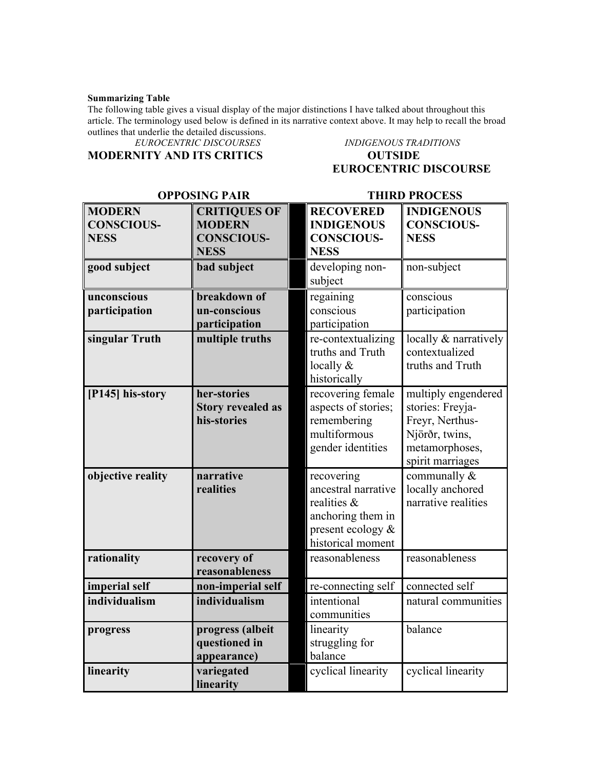**Summarizing Table**

The following table gives a visual display of the major distinctions I have talked about throughout this article. The terminology used below is defined in its narrative context above. It may help to recall the broad outlines that underlie the detailed discussions.

| *EUROCENTRIC DISCOURSES* **MODERNITY AND ITS CRITICS** | | | *INDIGENOUS TRADITIONS* **OUTSIDE EUROCENTRIC DISCOURSE** | |
|---|---|---|---|---|
| **OPPOSING PAIR** | | | **THIRD PROCESS** | |
| **MODERN CONSCIOUS-NESS** | **CRITIQUES OF MODERN CONSCIOUS-NESS** | | **RECOVERED INDIGENOUS CONSCIOUS-NESS** | **INDIGENOUS CONSCIOUS-NESS** |
| **good subject** | **bad subject** | | developing non-subject | non-subject |
| **unconscious participation** | **breakdown of un-conscious participation** | | regaining conscious participation | conscious participation |
| **singular Truth** | **multiple truths** | | re-contextualizing truths and Truth locally & historically | locally & narratively contextualized truths and Truth |
| **[P145] his-story** | **her-stories Story revealed as his-stories** | | recovering female aspects of stories; remembering multiformous gender identities | multiply engendered stories: Freyja-Freyr, Nerthus-Njörðr, twins, metamorphoses, spirit marriages |
| **objective reality** | **narrative realities** | | recovering ancestral narrative realities & anchoring them in present ecology & historical moment | communally & locally anchored narrative realities |
| **rationality** | **recovery of reasonableness** | | reasonableness | reasonableness |
| **imperial self** | **non-imperial self** | | re-connecting self | connected self |
| **individualism** | **individualism** | | intentional communities | natural communities |
| **progress** | **progress (albeit questioned in appearance)** | | linearity struggling for balance | balance |
| **linearity** | **variegated linearity** | | cyclical linearity | cyclical linearity |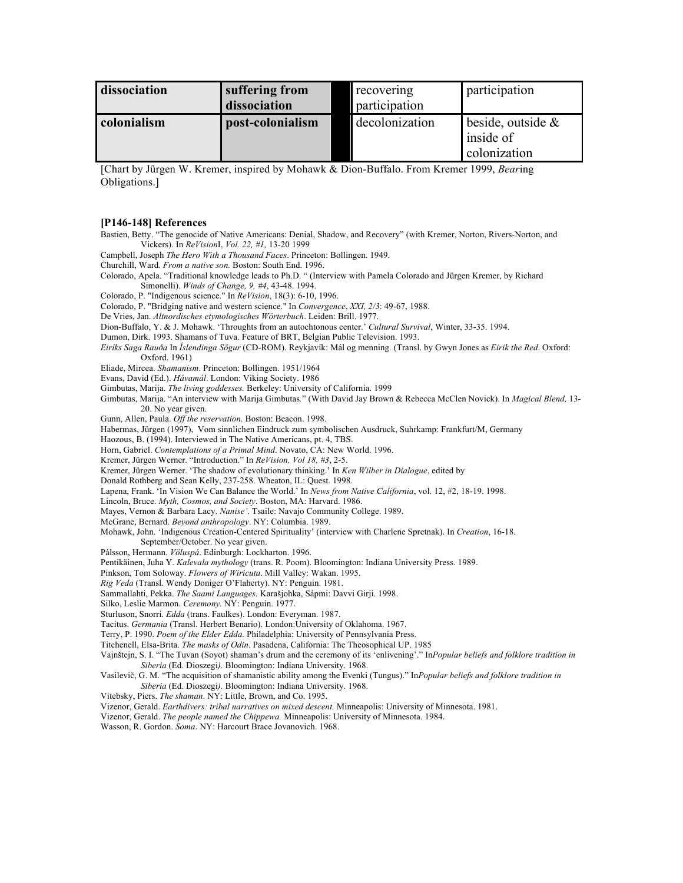| | | | | |
|---|---|---|---|---|
| **dissociation** | **suffering from dissociation** | | recovering participation | participation |
| **colonialism** | **post-colonialism** | | decolonization | beside, outside & inside of colonization |

[Chart by Jűrgen W. Kremer, inspired by Mohawk & Dion-Buffalo. From Kremer 1999, *Bear*ing Obligations.]

**[P146-148] References**

Bastien, Betty. "The genocide of Native Americans: Denial, Shadow, and Recovery" (with Kremer, Norton, Rivers-Norton, and Vickers). In *ReVision*I, *Vol. 22, #1,* 13-20 1999

Campbell, Joseph *The Hero With a Thousand Faces*. Princeton: Bollingen. 1949.

Churchill, Ward. *From a native son.* Boston: South End. 1996.

Colorado, Apela. "Traditional knowledge leads to Ph.D. " (Interview with Pamela Colorado and Jürgen Kremer, by Richard Simonelli). *Winds of Change, 9, #4*, 43-48. 1994.

Colorado, P. "Indigenous science." In *ReVision*, 18(3): 6-10, 1996.

Colorado, P. "Bridging native and western science." In *Convergence*, *XXI, 2/3*: 49-67, 1988.

De Vries, Jan. *Altnordisches etymologisches Wörterbuch*. Leiden: Brill. 1977.

Dion-Buffalo, Y. & J. Mohawk. 'Throughts from an autochtonous center.' *Cultural Survival*, Winter, 33-35. 1994.

Dumon, Dirk. 1993. Shamans of Tuva. Feature of BRT, Belgian Public Television. 1993.

*Eiríks Saga Rauða* In *Íslendinga Sögur* (CD-ROM). Reykjavík: Mál og menning. (Transl. by Gwyn Jones as *Eirik the Red*. Oxford: Oxford. 1961)

Eliade, Mircea. *Shamanism*. Princeton: Bollingen. 1951/1964

Evans, David (Ed.). *Hávamál*. London: Viking Society. 1986

Gimbutas, Marija. *The living goddesses.* Berkeley: University of California. 1999

Gimbutas, Marija. "An interview with Marija Gimbutas." (With David Jay Brown & Rebecca McClen Novick). In *Magical Blend,* 13-20. No year given.

Gunn, Allen, Paula. *Off the reservation.* Boston: Beacon. 1998.

Habermas, Jürgen (1997), Vom sinnlichen Eindruck zum symbolischen Ausdruck, Suhrkamp: Frankfurt/M, Germany

Haozous, B. (1994). Interviewed in The Native Americans, pt. 4, TBS.

Horn, Gabriel. *Contemplations of a Primal Mind*. Novato, CA: New World. 1996.

Kremer, Jürgen Werner. "Introduction." In *ReVision, Vol 18, #3*, 2-5.

Kremer, Jürgen Werner. 'The shadow of evolutionary thinking.' In *Ken Wilber in Dialogue*, edited by

Donald Rothberg and Sean Kelly, 237-258. Wheaton, IL: Quest. 1998.

Lapena, Frank. 'In Vision We Can Balance the World.' In *News from Native California*, vol. 12, #2, 18-19. 1998.

Lincoln, Bruce. *Myth, Cosmos, and Society*. Boston, MA: Harvard. 1986.

Mayes, Vernon & Barbara Lacy. *Nanise'*. Tsaile: Navajo Community College. 1989.

McGrane, Bernard. *Beyond anthropology*. NY: Columbia. 1989.

Mohawk, John. 'Indigenous Creation-Centered Spirituality' (interview with Charlene Spretnak). In *Creation*, 16-18. September/October. No year given.

Pálsson, Hermann. *Völuspá*. Edinburgh: Lockharton. 1996.

Pentikäinen, Juha Y. *Kalevala mythology* (trans. R. Poom). Bloomington: Indiana University Press. 1989.

Pinkson, Tom Soloway. *Flowers of Wiricuta*. Mill Valley: Wakan. 1995.

*Rig Veda* (Transl. Wendy Doniger O'Flaherty). NY: Penguin. 1981.

Sammallahti, Pekka. *The Saami Languages.* Karašjohka, Sápmi: Davvi Girji. 1998.

Silko, Leslie Marmon. *Ceremony.* NY: Penguin. 1977.

Sturluson, Snorri. *Edda* (trans. Faulkes). London: Everyman. 1987.

Tacitus. *Germania* (Transl. Herbert Benario). London:University of Oklahoma. 1967.

Terry, P. 1990. *Poem of the Elder Edda.* Philadelphia: University of Pennsylvania Press.

Titchenell, Elsa-Brita. *The masks of Odin*. Pasadena, California: The Theosophical UP. 1985

Vajnštejn, S. I. "The Tuvan (Soyot) shaman's drum and the ceremony of its 'enlivening'." In*Popular beliefs and folklore tradition in Siberia* (Ed. Dioszegi*)*. Bloomington: Indiana University. 1968.

Vasilevič, G. M. "The acquisition of shamanistic ability among the Evenki (Tungus)." In*Popular beliefs and folklore tradition in Siberia* (Ed. Dioszegi*)*. Bloomington: Indiana University. 1968.

Vitebsky, Piers. *The shaman*. NY: Little, Brown, and Co. 1995.

Vizenor, Gerald. *Earthdivers: tribal narratives on mixed descent.* Minneapolis: University of Minnesota. 1981.

Vizenor, Gerald. *The people named the Chippewa.* Minneapolis: University of Minnesota. 1984.

Wasson, R. Gordon. *Soma*. NY: Harcourt Brace Jovanovich. 1968.